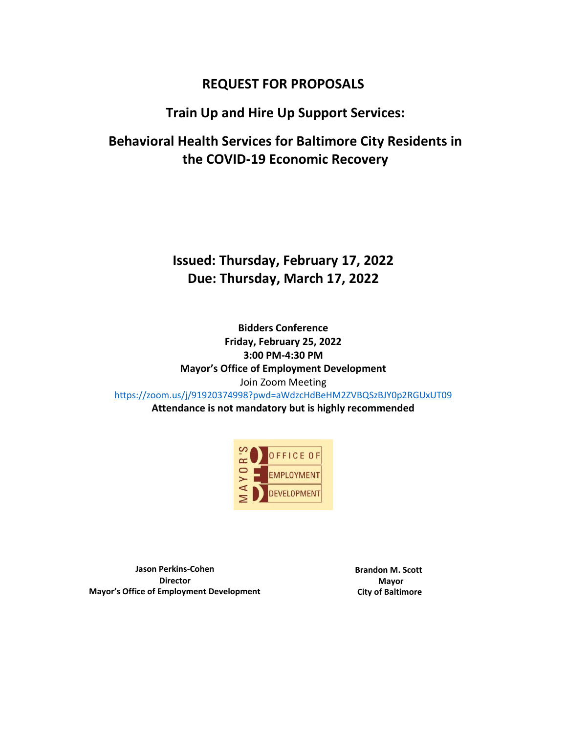# REQUEST FOR PROPOSALS

## Train Up and Hire Up Support Services:

## Behavioral Health Services for Baltimore City Residents in the COVID-19 Economic Recovery

## Issued: Thursday, February 17, 2022
## Due: Thursday, March 17, 2022

**Bidders Conference**
**Friday, February 25, 2022**
**3:00 PM-4:30 PM**
**Mayor's Office of Employment Development**
Join Zoom Meeting
https://zoom.us/j/91920374998?pwd=aWdzcHdBeHM2ZVBQSzBJY0p2RGUxUT09
**Attendance is not mandatory but is highly recommended**

MAYOR'S OFFICE OF EMPLOYMENT DEVELOPMENT

**Jason Perkins-Cohen**
**Director**
**Mayor's Office of Employment Development**

**Brandon M. Scott**
**Mayor**
**City of Baltimore**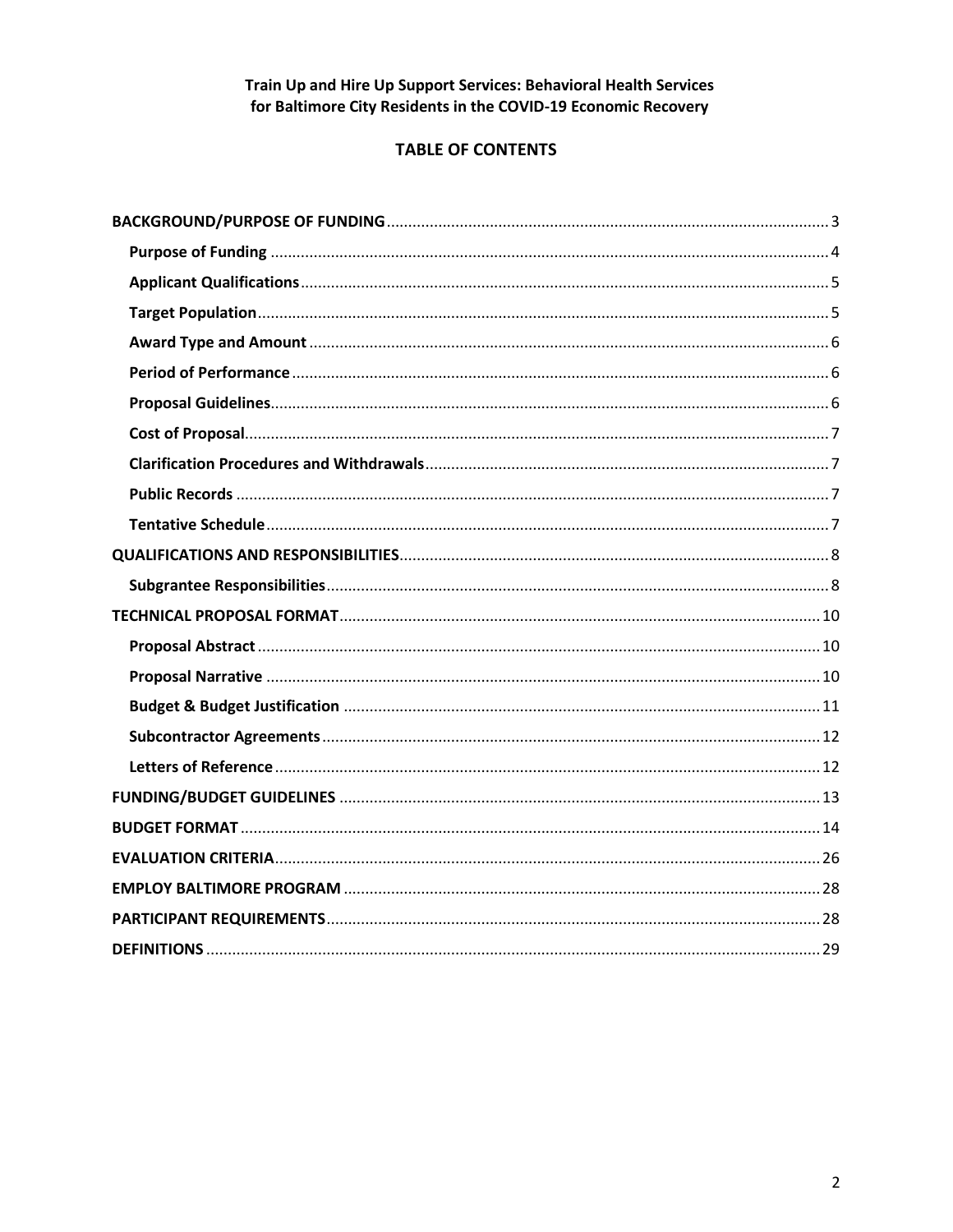**Train Up and Hire Up Support Services: Behavioral Health Services for Baltimore City Residents in the COVID-19 Economic Recovery**

## TABLE OF CONTENTS

- **BACKGROUND/PURPOSE OF FUNDING** ........ 3
  - **Purpose of Funding** ........ 4
  - **Applicant Qualifications** ........ 5
  - **Target Population** ........ 5
  - **Award Type and Amount** ........ 6
  - **Period of Performance** ........ 6
  - **Proposal Guidelines** ........ 6
  - **Cost of Proposal** ........ 7
  - **Clarification Procedures and Withdrawals** ........ 7
  - **Public Records** ........ 7
  - **Tentative Schedule** ........ 7
- **QUALIFICATIONS AND RESPONSIBILITIES** ........ 8
  - **Subgrantee Responsibilities** ........ 8
- **TECHNICAL PROPOSAL FORMAT** ........ 10
  - **Proposal Abstract** ........ 10
  - **Proposal Narrative** ........ 10
  - **Budget & Budget Justification** ........ 11
  - **Subcontractor Agreements** ........ 12
  - **Letters of Reference** ........ 12
- **FUNDING/BUDGET GUIDELINES** ........ 13
- **BUDGET FORMAT** ........ 14
- **EVALUATION CRITERIA** ........ 26
- **EMPLOY BALTIMORE PROGRAM** ........ 28
- **PARTICIPANT REQUIREMENTS** ........ 28
- **DEFINITIONS** ........ 29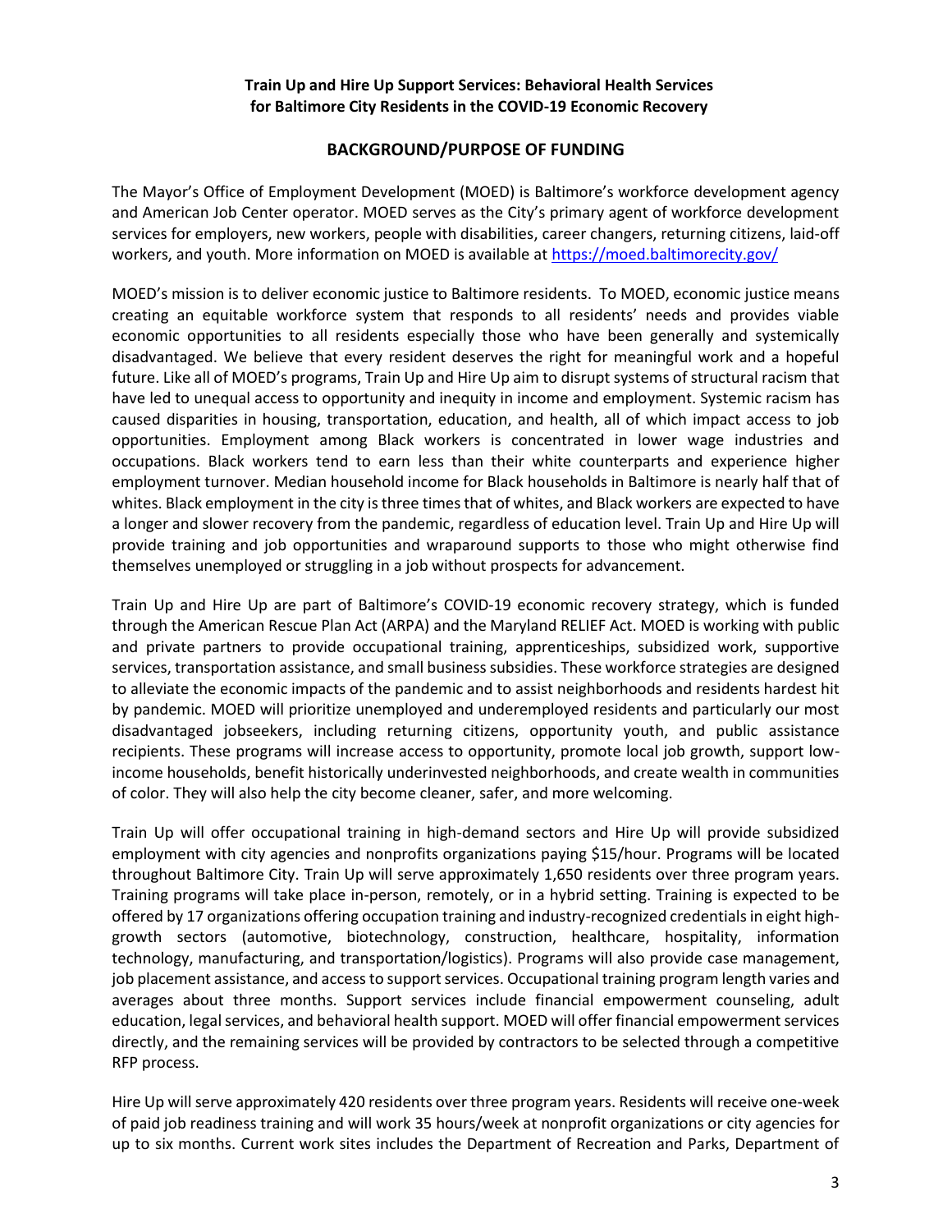**Train Up and Hire Up Support Services: Behavioral Health Services for Baltimore City Residents in the COVID-19 Economic Recovery**

## BACKGROUND/PURPOSE OF FUNDING

The Mayor's Office of Employment Development (MOED) is Baltimore's workforce development agency and American Job Center operator. MOED serves as the City's primary agent of workforce development services for employers, new workers, people with disabilities, career changers, returning citizens, laid-off workers, and youth. More information on MOED is available at https://moed.baltimorecity.gov/

MOED's mission is to deliver economic justice to Baltimore residents. To MOED, economic justice means creating an equitable workforce system that responds to all residents' needs and provides viable economic opportunities to all residents especially those who have been generally and systemically disadvantaged. We believe that every resident deserves the right for meaningful work and a hopeful future. Like all of MOED's programs, Train Up and Hire Up aim to disrupt systems of structural racism that have led to unequal access to opportunity and inequity in income and employment. Systemic racism has caused disparities in housing, transportation, education, and health, all of which impact access to job opportunities. Employment among Black workers is concentrated in lower wage industries and occupations. Black workers tend to earn less than their white counterparts and experience higher employment turnover. Median household income for Black households in Baltimore is nearly half that of whites. Black employment in the city is three times that of whites, and Black workers are expected to have a longer and slower recovery from the pandemic, regardless of education level. Train Up and Hire Up will provide training and job opportunities and wraparound supports to those who might otherwise find themselves unemployed or struggling in a job without prospects for advancement.

Train Up and Hire Up are part of Baltimore's COVID-19 economic recovery strategy, which is funded through the American Rescue Plan Act (ARPA) and the Maryland RELIEF Act. MOED is working with public and private partners to provide occupational training, apprenticeships, subsidized work, supportive services, transportation assistance, and small business subsidies. These workforce strategies are designed to alleviate the economic impacts of the pandemic and to assist neighborhoods and residents hardest hit by pandemic. MOED will prioritize unemployed and underemployed residents and particularly our most disadvantaged jobseekers, including returning citizens, opportunity youth, and public assistance recipients. These programs will increase access to opportunity, promote local job growth, support low-income households, benefit historically underinvested neighborhoods, and create wealth in communities of color. They will also help the city become cleaner, safer, and more welcoming.

Train Up will offer occupational training in high-demand sectors and Hire Up will provide subsidized employment with city agencies and nonprofits organizations paying $15/hour. Programs will be located throughout Baltimore City. Train Up will serve approximately 1,650 residents over three program years. Training programs will take place in-person, remotely, or in a hybrid setting. Training is expected to be offered by 17 organizations offering occupation training and industry-recognized credentials in eight high-growth sectors (automotive, biotechnology, construction, healthcare, hospitality, information technology, manufacturing, and transportation/logistics). Programs will also provide case management, job placement assistance, and access to support services. Occupational training program length varies and averages about three months. Support services include financial empowerment counseling, adult education, legal services, and behavioral health support. MOED will offer financial empowerment services directly, and the remaining services will be provided by contractors to be selected through a competitive RFP process.

Hire Up will serve approximately 420 residents over three program years. Residents will receive one-week of paid job readiness training and will work 35 hours/week at nonprofit organizations or city agencies for up to six months. Current work sites includes the Department of Recreation and Parks, Department of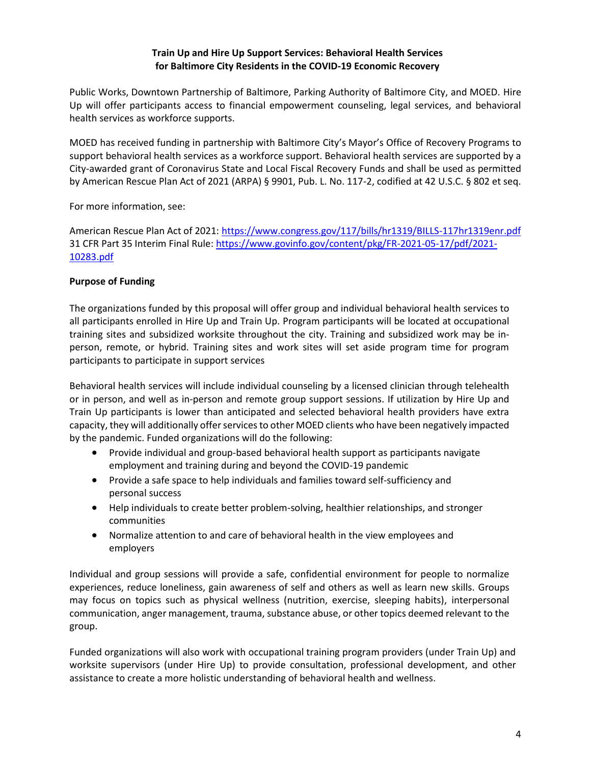**Train Up and Hire Up Support Services: Behavioral Health Services for Baltimore City Residents in the COVID-19 Economic Recovery**

Public Works, Downtown Partnership of Baltimore, Parking Authority of Baltimore City, and MOED. Hire Up will offer participants access to financial empowerment counseling, legal services, and behavioral health services as workforce supports.

MOED has received funding in partnership with Baltimore City's Mayor's Office of Recovery Programs to support behavioral health services as a workforce support. Behavioral health services are supported by a City-awarded grant of Coronavirus State and Local Fiscal Recovery Funds and shall be used as permitted by American Rescue Plan Act of 2021 (ARPA) § 9901, Pub. L. No. 117-2, codified at 42 U.S.C. § 802 et seq.

For more information, see:

American Rescue Plan Act of 2021: [https://www.congress.gov/117/bills/hr1319/BILLS-117hr1319enr.pdf](https://www.congress.gov/117/bills/hr1319/BILLS-117hr1319enr.pdf)
31 CFR Part 35 Interim Final Rule: [https://www.govinfo.gov/content/pkg/FR-2021-05-17/pdf/2021-10283.pdf](https://www.govinfo.gov/content/pkg/FR-2021-05-17/pdf/2021-10283.pdf)

**Purpose of Funding**

The organizations funded by this proposal will offer group and individual behavioral health services to all participants enrolled in Hire Up and Train Up. Program participants will be located at occupational training sites and subsidized worksite throughout the city. Training and subsidized work may be in-person, remote, or hybrid. Training sites and work sites will set aside program time for program participants to participate in support services

Behavioral health services will include individual counseling by a licensed clinician through telehealth or in person, and well as in-person and remote group support sessions. If utilization by Hire Up and Train Up participants is lower than anticipated and selected behavioral health providers have extra capacity, they will additionally offer services to other MOED clients who have been negatively impacted by the pandemic. Funded organizations will do the following:

- Provide individual and group-based behavioral health support as participants navigate employment and training during and beyond the COVID-19 pandemic
- Provide a safe space to help individuals and families toward self-sufficiency and personal success
- Help individuals to create better problem-solving, healthier relationships, and stronger communities
- Normalize attention to and care of behavioral health in the view employees and employers

Individual and group sessions will provide a safe, confidential environment for people to normalize experiences, reduce loneliness, gain awareness of self and others as well as learn new skills. Groups may focus on topics such as physical wellness (nutrition, exercise, sleeping habits), interpersonal communication, anger management, trauma, substance abuse, or other topics deemed relevant to the group.

Funded organizations will also work with occupational training program providers (under Train Up) and worksite supervisors (under Hire Up) to provide consultation, professional development, and other assistance to create a more holistic understanding of behavioral health and wellness.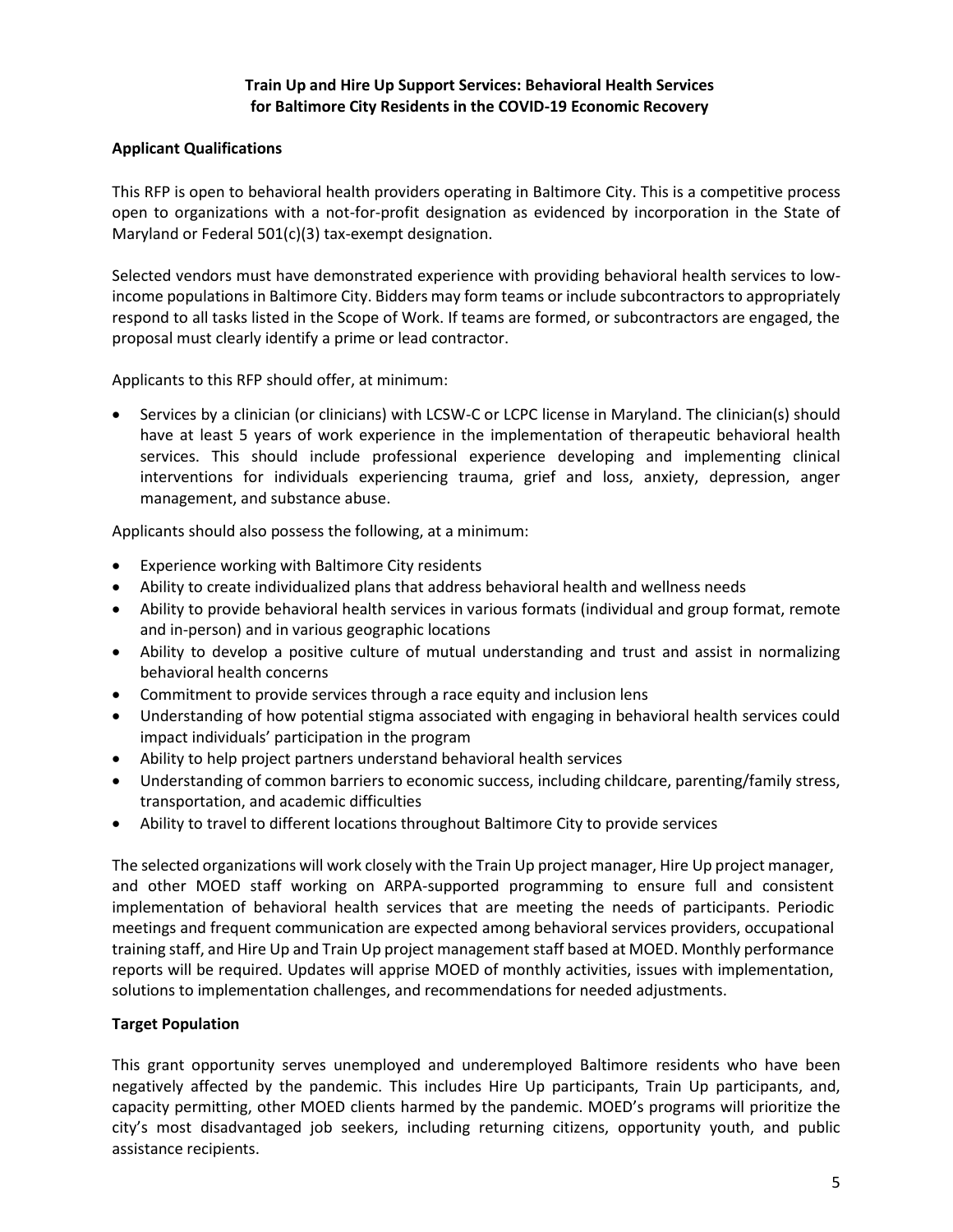**Train Up and Hire Up Support Services: Behavioral Health Services for Baltimore City Residents in the COVID-19 Economic Recovery**

**Applicant Qualifications**

This RFP is open to behavioral health providers operating in Baltimore City. This is a competitive process open to organizations with a not-for-profit designation as evidenced by incorporation in the State of Maryland or Federal 501(c)(3) tax-exempt designation.

Selected vendors must have demonstrated experience with providing behavioral health services to low-income populations in Baltimore City. Bidders may form teams or include subcontractors to appropriately respond to all tasks listed in the Scope of Work. If teams are formed, or subcontractors are engaged, the proposal must clearly identify a prime or lead contractor.

Applicants to this RFP should offer, at minimum:

- Services by a clinician (or clinicians) with LCSW-C or LCPC license in Maryland. The clinician(s) should have at least 5 years of work experience in the implementation of therapeutic behavioral health services. This should include professional experience developing and implementing clinical interventions for individuals experiencing trauma, grief and loss, anxiety, depression, anger management, and substance abuse.

Applicants should also possess the following, at a minimum:

- Experience working with Baltimore City residents
- Ability to create individualized plans that address behavioral health and wellness needs
- Ability to provide behavioral health services in various formats (individual and group format, remote and in-person) and in various geographic locations
- Ability to develop a positive culture of mutual understanding and trust and assist in normalizing behavioral health concerns
- Commitment to provide services through a race equity and inclusion lens
- Understanding of how potential stigma associated with engaging in behavioral health services could impact individuals' participation in the program
- Ability to help project partners understand behavioral health services
- Understanding of common barriers to economic success, including childcare, parenting/family stress, transportation, and academic difficulties
- Ability to travel to different locations throughout Baltimore City to provide services

The selected organizations will work closely with the Train Up project manager, Hire Up project manager, and other MOED staff working on ARPA-supported programming to ensure full and consistent implementation of behavioral health services that are meeting the needs of participants. Periodic meetings and frequent communication are expected among behavioral services providers, occupational training staff, and Hire Up and Train Up project management staff based at MOED. Monthly performance reports will be required. Updates will apprise MOED of monthly activities, issues with implementation, solutions to implementation challenges, and recommendations for needed adjustments.

**Target Population**

This grant opportunity serves unemployed and underemployed Baltimore residents who have been negatively affected by the pandemic. This includes Hire Up participants, Train Up participants, and, capacity permitting, other MOED clients harmed by the pandemic. MOED's programs will prioritize the city's most disadvantaged job seekers, including returning citizens, opportunity youth, and public assistance recipients.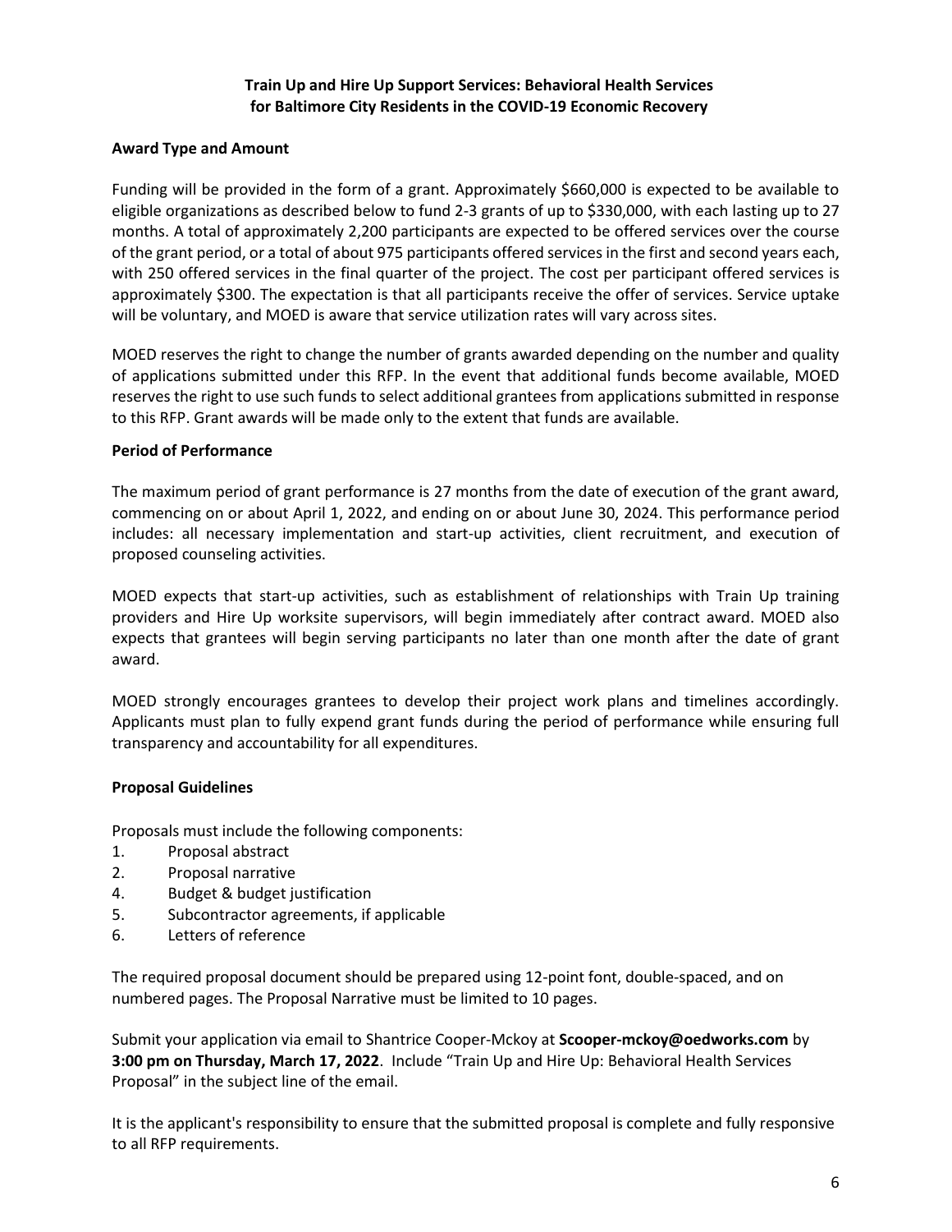**Train Up and Hire Up Support Services: Behavioral Health Services for Baltimore City Residents in the COVID-19 Economic Recovery**

**Award Type and Amount**

Funding will be provided in the form of a grant. Approximately $660,000 is expected to be available to eligible organizations as described below to fund 2-3 grants of up to $330,000, with each lasting up to 27 months. A total of approximately 2,200 participants are expected to be offered services over the course of the grant period, or a total of about 975 participants offered services in the first and second years each, with 250 offered services in the final quarter of the project. The cost per participant offered services is approximately $300. The expectation is that all participants receive the offer of services. Service uptake will be voluntary, and MOED is aware that service utilization rates will vary across sites.

MOED reserves the right to change the number of grants awarded depending on the number and quality of applications submitted under this RFP. In the event that additional funds become available, MOED reserves the right to use such funds to select additional grantees from applications submitted in response to this RFP. Grant awards will be made only to the extent that funds are available.

**Period of Performance**

The maximum period of grant performance is 27 months from the date of execution of the grant award, commencing on or about April 1, 2022, and ending on or about June 30, 2024. This performance period includes: all necessary implementation and start-up activities, client recruitment, and execution of proposed counseling activities.

MOED expects that start-up activities, such as establishment of relationships with Train Up training providers and Hire Up worksite supervisors, will begin immediately after contract award. MOED also expects that grantees will begin serving participants no later than one month after the date of grant award.

MOED strongly encourages grantees to develop their project work plans and timelines accordingly. Applicants must plan to fully expend grant funds during the period of performance while ensuring full transparency and accountability for all expenditures.

**Proposal Guidelines**

Proposals must include the following components:

1. Proposal abstract
2. Proposal narrative
4. Budget & budget justification
5. Subcontractor agreements, if applicable
6. Letters of reference

The required proposal document should be prepared using 12-point font, double-spaced, and on numbered pages. The Proposal Narrative must be limited to 10 pages.

Submit your application via email to Shantrice Cooper-Mckoy at **Scooper-mckoy@oedworks.com** by **3:00 pm on Thursday, March 17, 2022**. Include "Train Up and Hire Up: Behavioral Health Services Proposal" in the subject line of the email.

It is the applicant's responsibility to ensure that the submitted proposal is complete and fully responsive to all RFP requirements.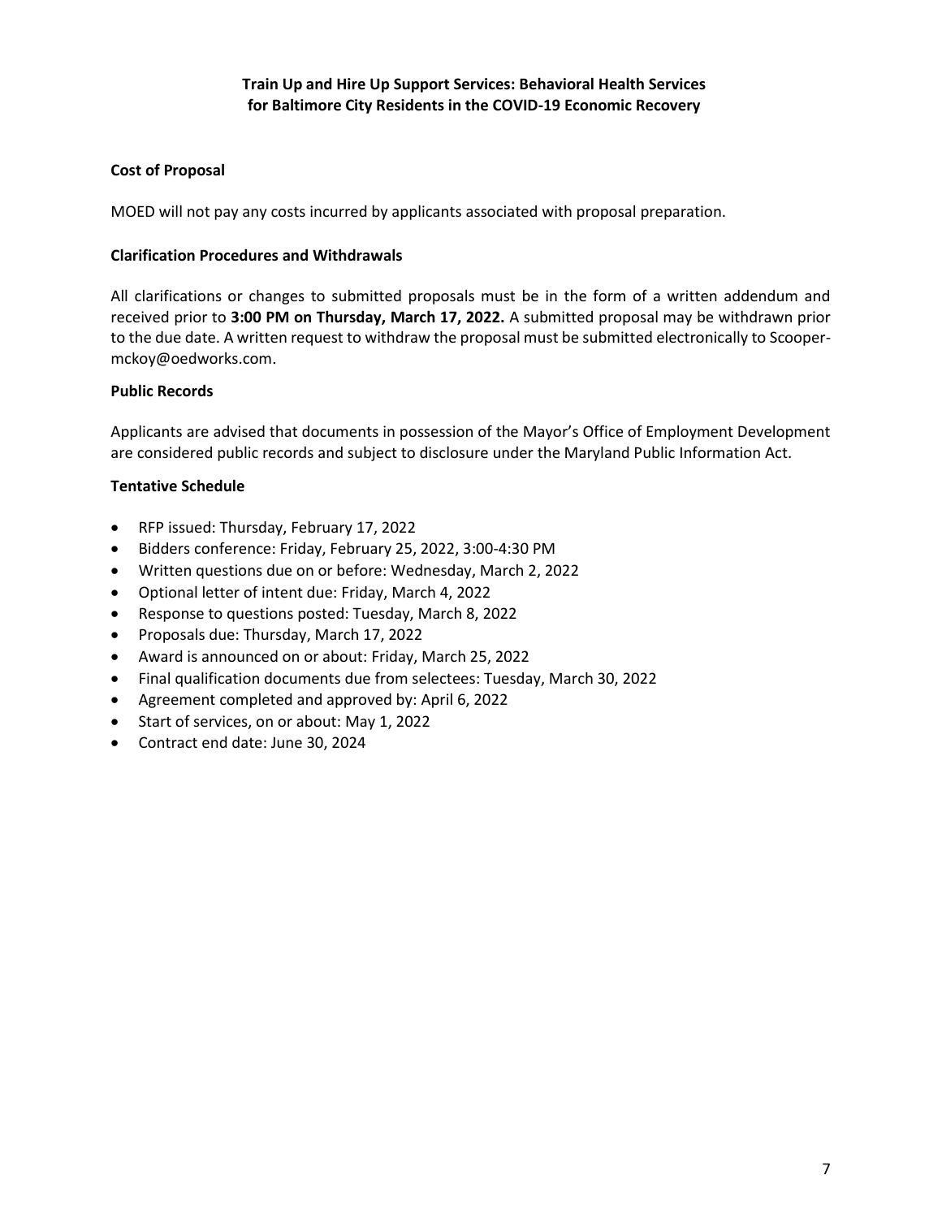**Cost of Proposal**

MOED will not pay any costs incurred by applicants associated with proposal preparation.

**Clarification Procedures and Withdrawals**

All clarifications or changes to submitted proposals must be in the form of a written addendum and received prior to **3:00 PM on Thursday, March 17, 2022.** A submitted proposal may be withdrawn prior to the due date. A written request to withdraw the proposal must be submitted electronically to Scooper-mckoy@oedworks.com.

**Public Records**

Applicants are advised that documents in possession of the Mayor's Office of Employment Development are considered public records and subject to disclosure under the Maryland Public Information Act.

**Tentative Schedule**

- RFP issued: Thursday, February 17, 2022
- Bidders conference: Friday, February 25, 2022, 3:00-4:30 PM
- Written questions due on or before: Wednesday, March 2, 2022
- Optional letter of intent due: Friday, March 4, 2022
- Response to questions posted: Tuesday, March 8, 2022
- Proposals due: Thursday, March 17, 2022
- Award is announced on or about: Friday, March 25, 2022
- Final qualification documents due from selectees: Tuesday, March 30, 2022
- Agreement completed and approved by: April 6, 2022
- Start of services, on or about: May 1, 2022
- Contract end date: June 30, 2024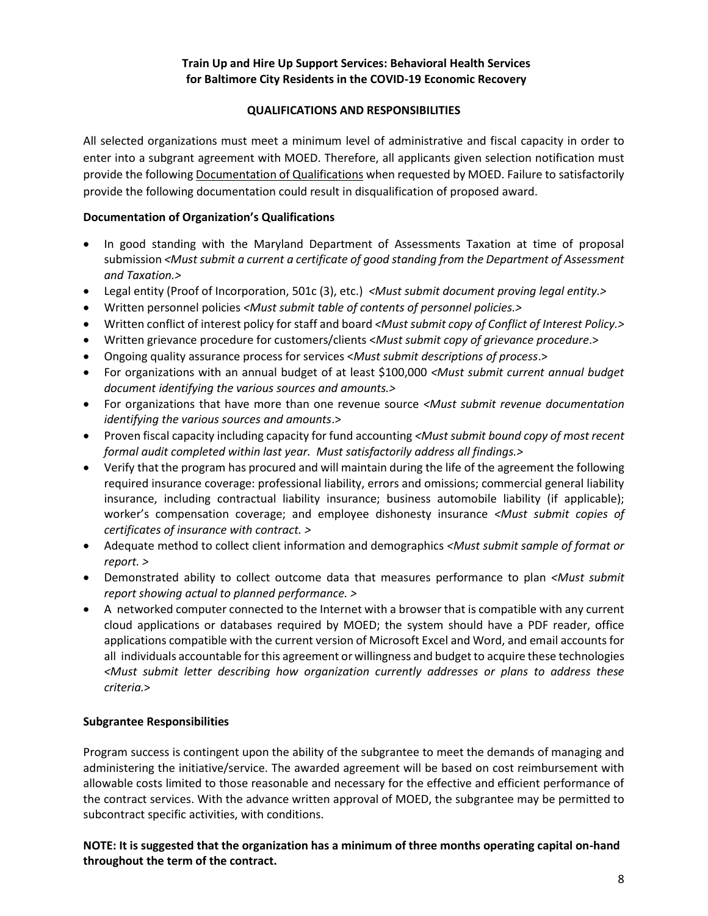**Train Up and Hire Up Support Services: Behavioral Health Services for Baltimore City Residents in the COVID-19 Economic Recovery**

**QUALIFICATIONS AND RESPONSIBILITIES**

All selected organizations must meet a minimum level of administrative and fiscal capacity in order to enter into a subgrant agreement with MOED. Therefore, all applicants given selection notification must provide the following Documentation of Qualifications when requested by MOED. Failure to satisfactorily provide the following documentation could result in disqualification of proposed award.

**Documentation of Organization's Qualifications**

- In good standing with the Maryland Department of Assessments Taxation at time of proposal submission *<Must submit a current a certificate of good standing from the Department of Assessment and Taxation.>*
- Legal entity (Proof of Incorporation, 501c (3), etc.) *<Must submit document proving legal entity.>*
- Written personnel policies *<Must submit table of contents of personnel policies.>*
- Written conflict of interest policy for staff and board *<Must submit copy of Conflict of Interest Policy.>*
- Written grievance procedure for customers/clients *<Must submit copy of grievance procedure.>*
- Ongoing quality assurance process for services *<Must submit descriptions of process.>*
- For organizations with an annual budget of at least $100,000 *<Must submit current annual budget document identifying the various sources and amounts.>*
- For organizations that have more than one revenue source *<Must submit revenue documentation identifying the various sources and amounts.>*
- Proven fiscal capacity including capacity for fund accounting *<Must submit bound copy of most recent formal audit completed within last year. Must satisfactorily address all findings.>*
- Verify that the program has procured and will maintain during the life of the agreement the following required insurance coverage: professional liability, errors and omissions; commercial general liability insurance, including contractual liability insurance; business automobile liability (if applicable); worker's compensation coverage; and employee dishonesty insurance *<Must submit copies of certificates of insurance with contract. >*
- Adequate method to collect client information and demographics *<Must submit sample of format or report. >*
- Demonstrated ability to collect outcome data that measures performance to plan *<Must submit report showing actual to planned performance. >*
- A networked computer connected to the Internet with a browser that is compatible with any current cloud applications or databases required by MOED; the system should have a PDF reader, office applications compatible with the current version of Microsoft Excel and Word, and email accounts for all individuals accountable for this agreement or willingness and budget to acquire these technologies *<Must submit letter describing how organization currently addresses or plans to address these criteria.>*

**Subgrantee Responsibilities**

Program success is contingent upon the ability of the subgrantee to meet the demands of managing and administering the initiative/service. The awarded agreement will be based on cost reimbursement with allowable costs limited to those reasonable and necessary for the effective and efficient performance of the contract services. With the advance written approval of MOED, the subgrantee may be permitted to subcontract specific activities, with conditions.

**NOTE: It is suggested that the organization has a minimum of three months operating capital on-hand throughout the term of the contract.**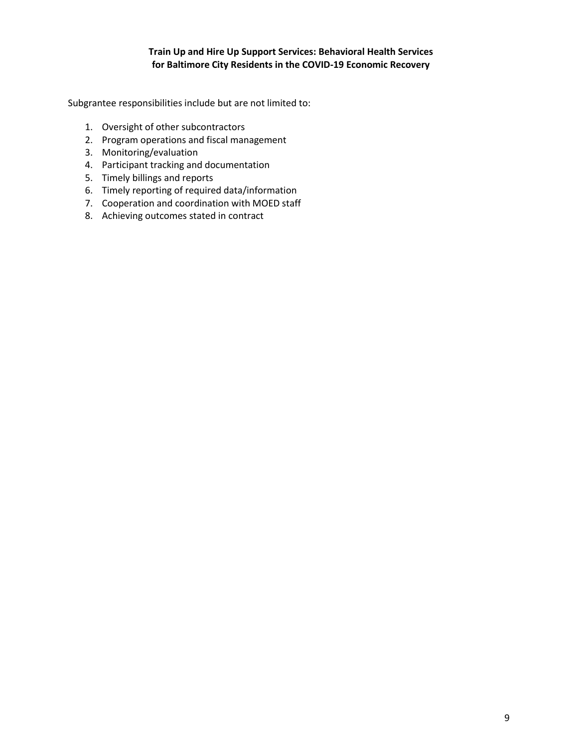**Train Up and Hire Up Support Services: Behavioral Health Services for Baltimore City Residents in the COVID-19 Economic Recovery**

Subgrantee responsibilities include but are not limited to:

1. Oversight of other subcontractors
2. Program operations and fiscal management
3. Monitoring/evaluation
4. Participant tracking and documentation
5. Timely billings and reports
6. Timely reporting of required data/information
7. Cooperation and coordination with MOED staff
8. Achieving outcomes stated in contract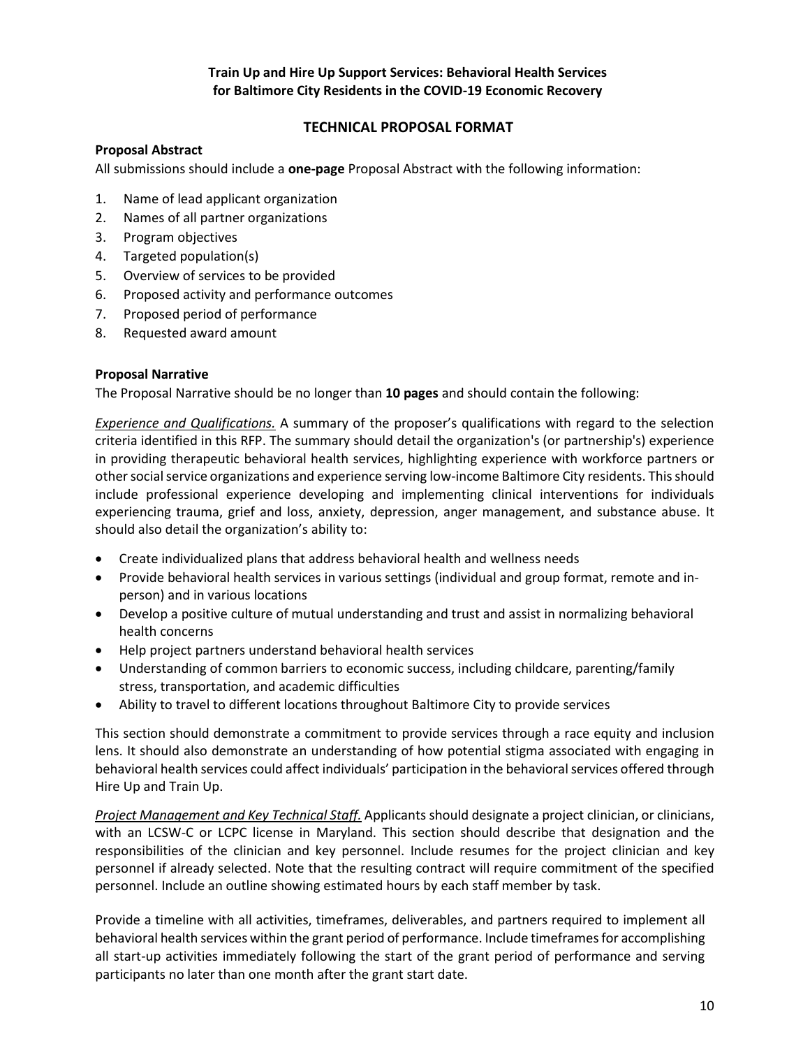**Train Up and Hire Up Support Services: Behavioral Health Services for Baltimore City Residents in the COVID-19 Economic Recovery**

## TECHNICAL PROPOSAL FORMAT

### Proposal Abstract

All submissions should include a **one-page** Proposal Abstract with the following information:

1. Name of lead applicant organization
2. Names of all partner organizations
3. Program objectives
4. Targeted population(s)
5. Overview of services to be provided
6. Proposed activity and performance outcomes
7. Proposed period of performance
8. Requested award amount

### Proposal Narrative

The Proposal Narrative should be no longer than **10 pages** and should contain the following:

*Experience and Qualifications.* A summary of the proposer's qualifications with regard to the selection criteria identified in this RFP. The summary should detail the organization's (or partnership's) experience in providing therapeutic behavioral health services, highlighting experience with workforce partners or other social service organizations and experience serving low-income Baltimore City residents. This should include professional experience developing and implementing clinical interventions for individuals experiencing trauma, grief and loss, anxiety, depression, anger management, and substance abuse. It should also detail the organization's ability to:

- Create individualized plans that address behavioral health and wellness needs
- Provide behavioral health services in various settings (individual and group format, remote and in-person) and in various locations
- Develop a positive culture of mutual understanding and trust and assist in normalizing behavioral health concerns
- Help project partners understand behavioral health services
- Understanding of common barriers to economic success, including childcare, parenting/family stress, transportation, and academic difficulties
- Ability to travel to different locations throughout Baltimore City to provide services

This section should demonstrate a commitment to provide services through a race equity and inclusion lens. It should also demonstrate an understanding of how potential stigma associated with engaging in behavioral health services could affect individuals' participation in the behavioral services offered through Hire Up and Train Up.

*Project Management and Key Technical Staff.* Applicants should designate a project clinician, or clinicians, with an LCSW-C or LCPC license in Maryland. This section should describe that designation and the responsibilities of the clinician and key personnel. Include resumes for the project clinician and key personnel if already selected. Note that the resulting contract will require commitment of the specified personnel. Include an outline showing estimated hours by each staff member by task.

Provide a timeline with all activities, timeframes, deliverables, and partners required to implement all behavioral health services within the grant period of performance. Include timeframes for accomplishing all start-up activities immediately following the start of the grant period of performance and serving participants no later than one month after the grant start date.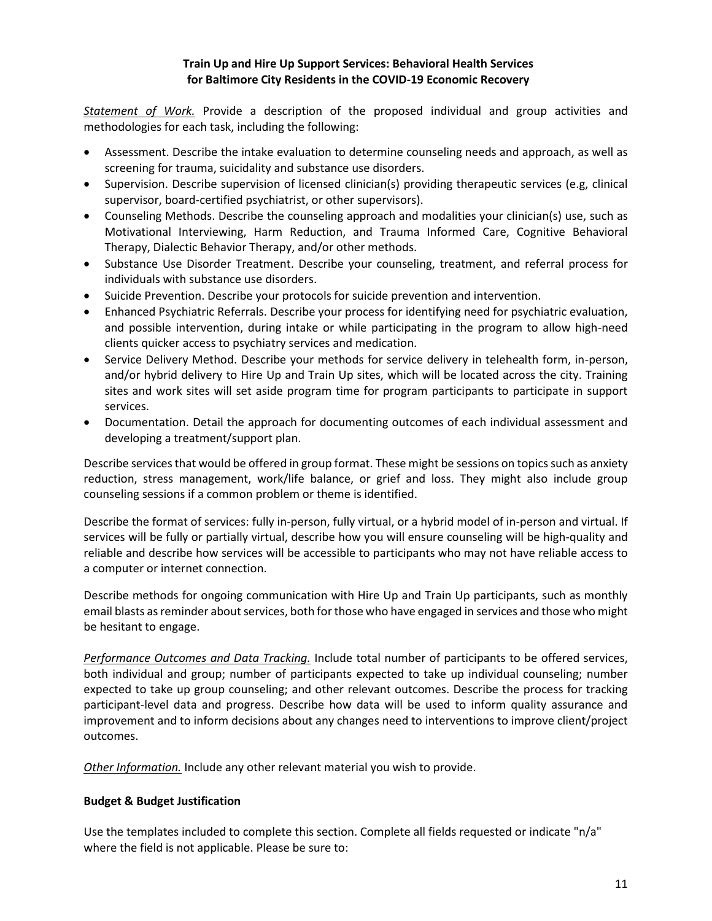**Train Up and Hire Up Support Services: Behavioral Health Services for Baltimore City Residents in the COVID-19 Economic Recovery**

***Statement of Work.*** Provide a description of the proposed individual and group activities and methodologies for each task, including the following:

- Assessment. Describe the intake evaluation to determine counseling needs and approach, as well as screening for trauma, suicidality and substance use disorders.
- Supervision. Describe supervision of licensed clinician(s) providing therapeutic services (e.g, clinical supervisor, board-certified psychiatrist, or other supervisors).
- Counseling Methods. Describe the counseling approach and modalities your clinician(s) use, such as Motivational Interviewing, Harm Reduction, and Trauma Informed Care, Cognitive Behavioral Therapy, Dialectic Behavior Therapy, and/or other methods.
- Substance Use Disorder Treatment. Describe your counseling, treatment, and referral process for individuals with substance use disorders.
- Suicide Prevention. Describe your protocols for suicide prevention and intervention.
- Enhanced Psychiatric Referrals. Describe your process for identifying need for psychiatric evaluation, and possible intervention, during intake or while participating in the program to allow high-need clients quicker access to psychiatry services and medication.
- Service Delivery Method. Describe your methods for service delivery in telehealth form, in-person, and/or hybrid delivery to Hire Up and Train Up sites, which will be located across the city. Training sites and work sites will set aside program time for program participants to participate in support services.
- Documentation. Detail the approach for documenting outcomes of each individual assessment and developing a treatment/support plan.

Describe services that would be offered in group format. These might be sessions on topics such as anxiety reduction, stress management, work/life balance, or grief and loss. They might also include group counseling sessions if a common problem or theme is identified.

Describe the format of services: fully in-person, fully virtual, or a hybrid model of in-person and virtual. If services will be fully or partially virtual, describe how you will ensure counseling will be high-quality and reliable and describe how services will be accessible to participants who may not have reliable access to a computer or internet connection.

Describe methods for ongoing communication with Hire Up and Train Up participants, such as monthly email blasts as reminder about services, both for those who have engaged in services and those who might be hesitant to engage.

***Performance Outcomes and Data Tracking.*** Include total number of participants to be offered services, both individual and group; number of participants expected to take up individual counseling; number expected to take up group counseling; and other relevant outcomes. Describe the process for tracking participant-level data and progress. Describe how data will be used to inform quality assurance and improvement and to inform decisions about any changes need to interventions to improve client/project outcomes.

***Other Information.*** Include any other relevant material you wish to provide.

**Budget & Budget Justification**

Use the templates included to complete this section. Complete all fields requested or indicate "n/a" where the field is not applicable. Please be sure to: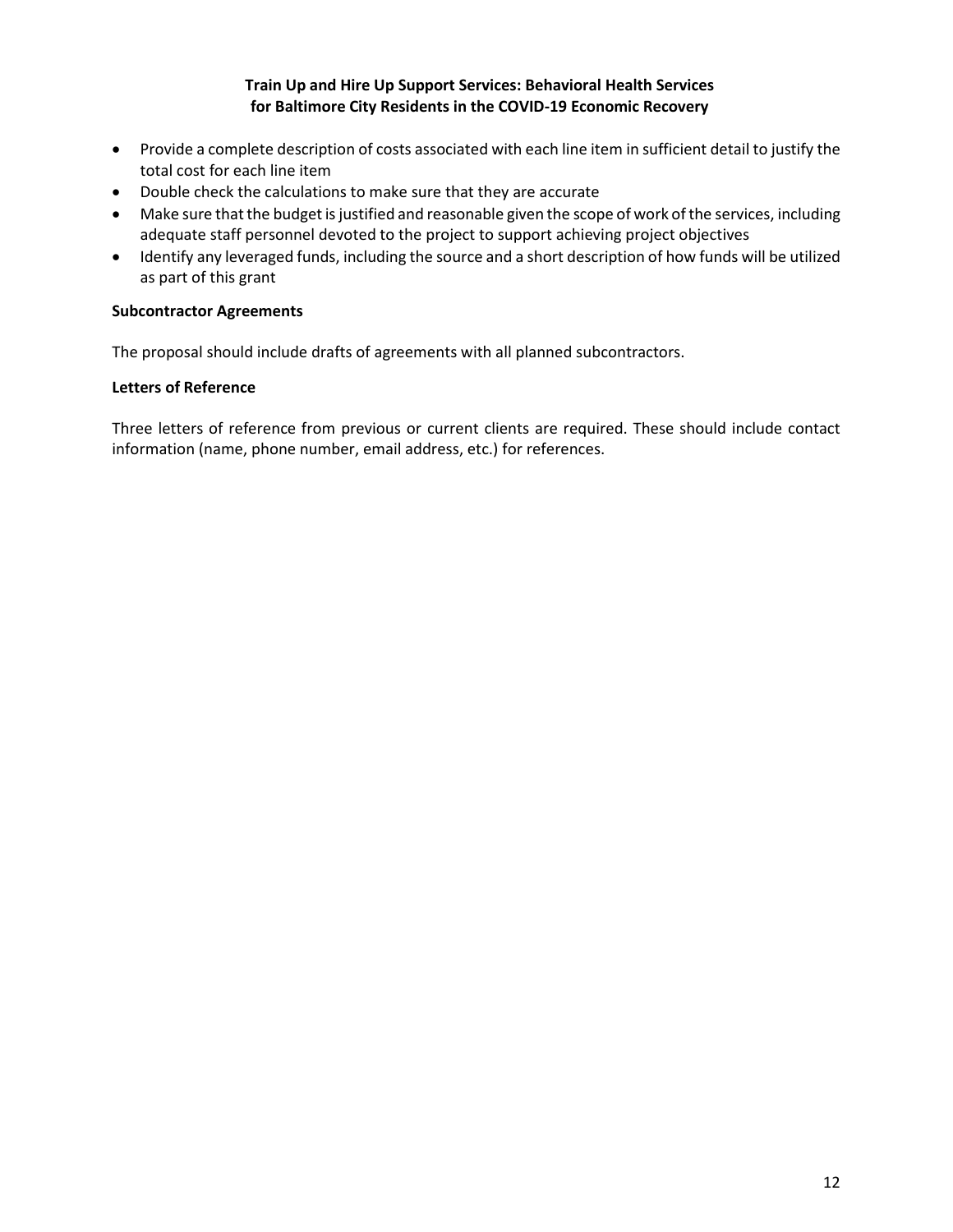- Provide a complete description of costs associated with each line item in sufficient detail to justify the total cost for each line item
- Double check the calculations to make sure that they are accurate
- Make sure that the budget is justified and reasonable given the scope of work of the services, including adequate staff personnel devoted to the project to support achieving project objectives
- Identify any leveraged funds, including the source and a short description of how funds will be utilized as part of this grant

**Subcontractor Agreements**

The proposal should include drafts of agreements with all planned subcontractors.

**Letters of Reference**

Three letters of reference from previous or current clients are required. These should include contact information (name, phone number, email address, etc.) for references.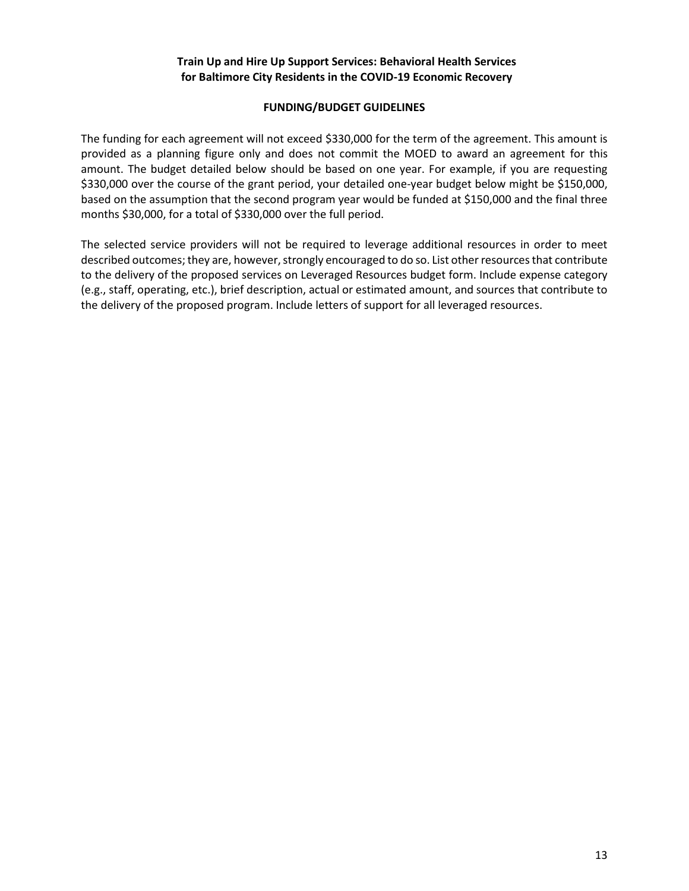**Train Up and Hire Up Support Services: Behavioral Health Services for Baltimore City Residents in the COVID-19 Economic Recovery**

**FUNDING/BUDGET GUIDELINES**

The funding for each agreement will not exceed $330,000 for the term of the agreement. This amount is provided as a planning figure only and does not commit the MOED to award an agreement for this amount. The budget detailed below should be based on one year. For example, if you are requesting $330,000 over the course of the grant period, your detailed one-year budget below might be $150,000, based on the assumption that the second program year would be funded at $150,000 and the final three months $30,000, for a total of $330,000 over the full period.

The selected service providers will not be required to leverage additional resources in order to meet described outcomes; they are, however, strongly encouraged to do so. List other resources that contribute to the delivery of the proposed services on Leveraged Resources budget form. Include expense category (e.g., staff, operating, etc.), brief description, actual or estimated amount, and sources that contribute to the delivery of the proposed program. Include letters of support for all leveraged resources.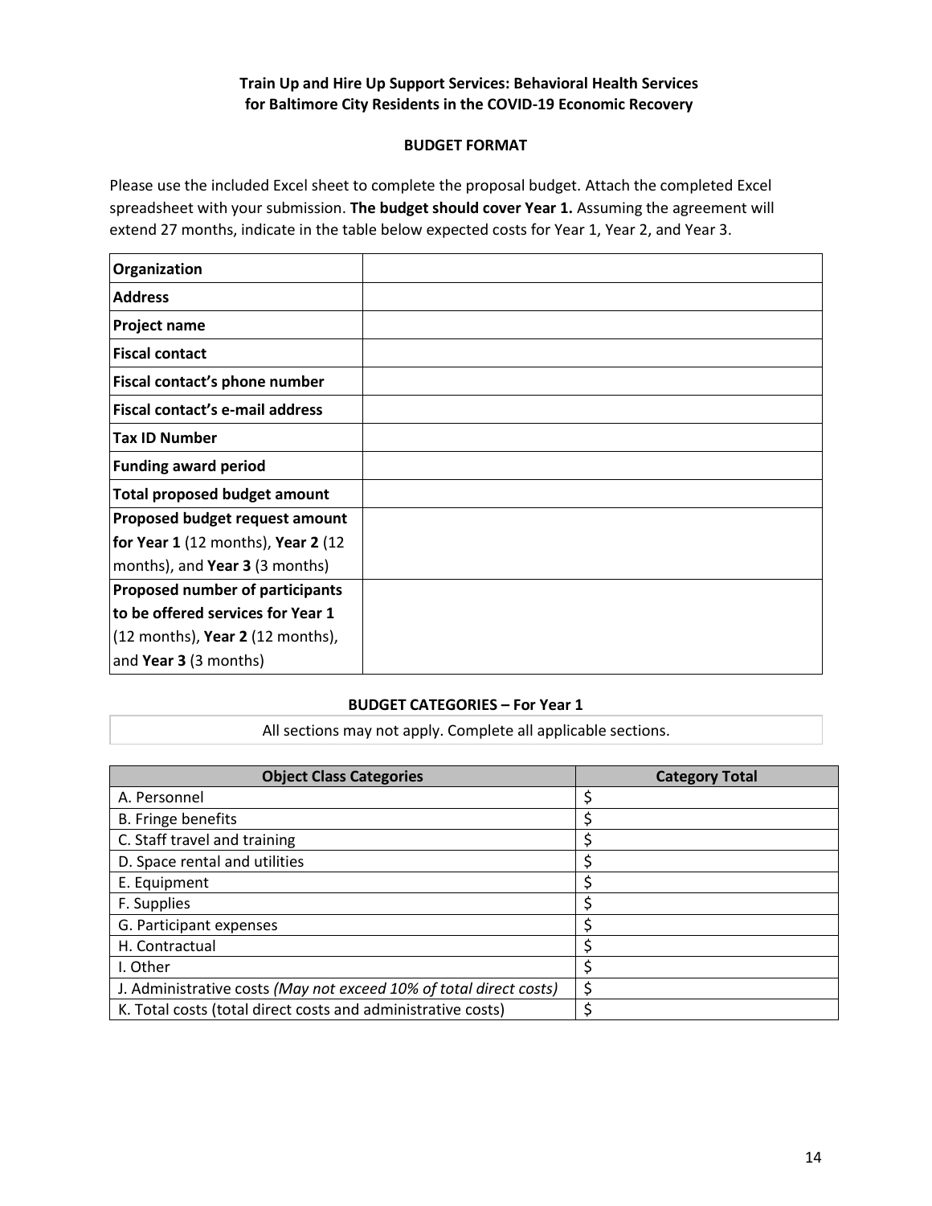**Train Up and Hire Up Support Services: Behavioral Health Services for Baltimore City Residents in the COVID-19 Economic Recovery**

**BUDGET FORMAT**

Please use the included Excel sheet to complete the proposal budget. Attach the completed Excel spreadsheet with your submission. **The budget should cover Year 1.** Assuming the agreement will extend 27 months, indicate in the table below expected costs for Year 1, Year 2, and Year 3.

| | |
|---|---|
| **Organization** | |
| **Address** | |
| **Project name** | |
| **Fiscal contact** | |
| **Fiscal contact's phone number** | |
| **Fiscal contact's e-mail address** | |
| **Tax ID Number** | |
| **Funding award period** | |
| **Total proposed budget amount** | |
| **Proposed budget request amount for Year 1** (12 months), **Year 2** (12 months), and **Year 3** (3 months) | |
| **Proposed number of participants to be offered services for Year 1** (12 months), **Year 2** (12 months), and **Year 3** (3 months) | |

**BUDGET CATEGORIES – For Year 1**

All sections may not apply. Complete all applicable sections.

| Object Class Categories | Category Total |
|---|---|
| A. Personnel | $ |
| B. Fringe benefits | $ |
| C. Staff travel and training | $ |
| D. Space rental and utilities | $ |
| E. Equipment | $ |
| F. Supplies | $ |
| G. Participant expenses | $ |
| H. Contractual | $ |
| I. Other | $ |
| J. Administrative costs *(May not exceed 10% of total direct costs)* | $ |
| K. Total costs (total direct costs and administrative costs) | $ |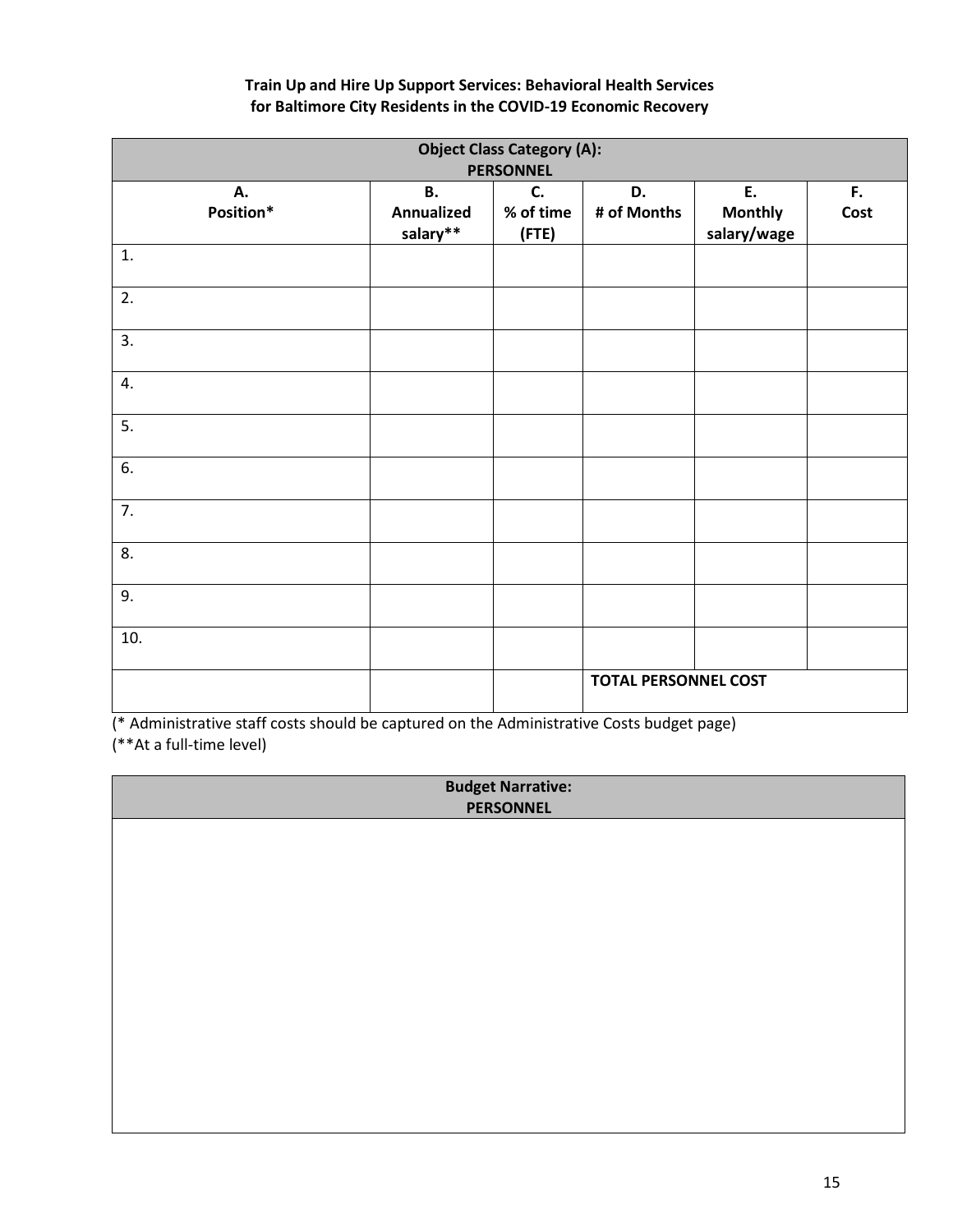**Train Up and Hire Up Support Services: Behavioral Health Services for Baltimore City Residents in the COVID-19 Economic Recovery**

| **Object Class Category (A): PERSONNEL** | | | | | |
|---|---|---|---|---|---|
| **A. Position*** | **B. Annualized salary**** | **C. % of time (FTE)** | **D. # of Months** | **E. Monthly salary/wage** | **F. Cost** |
| 1. | | | | | |
| 2. | | | | | |
| 3. | | | | | |
| 4. | | | | | |
| 5. | | | | | |
| 6. | | | | | |
| 7. | | | | | |
| 8. | | | | | |
| 9. | | | | | |
| 10. | | | | | |
| | | | **TOTAL PERSONNEL COST** | | |

(* Administrative staff costs should be captured on the Administrative Costs budget page)
(**At a full-time level)

| **Budget Narrative: PERSONNEL** |
|---|
| |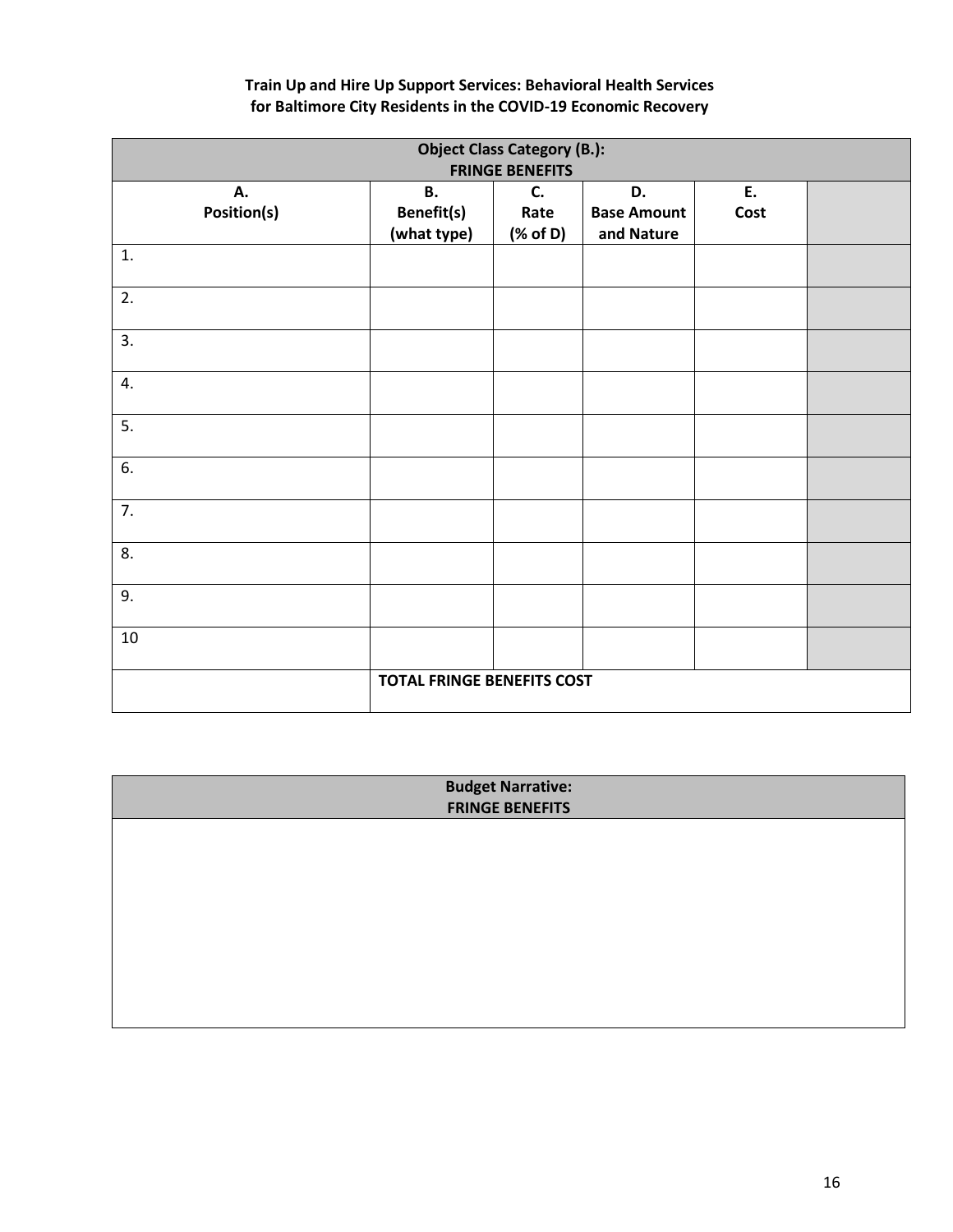**Train Up and Hire Up Support Services: Behavioral Health Services for Baltimore City Residents in the COVID-19 Economic Recovery**

| Object Class Category (B.): FRINGE BENEFITS | | | | | |
|---|---|---|---|---|---|
| **A. Position(s)** | **B. Benefit(s) (what type)** | **C. Rate (% of D)** | **D. Base Amount and Nature** | **E. Cost** | |
| 1. | | | | | |
| 2. | | | | | |
| 3. | | | | | |
| 4. | | | | | |
| 5. | | | | | |
| 6. | | | | | |
| 7. | | | | | |
| 8. | | | | | |
| 9. | | | | | |
| 10 | | | | | |
| | **TOTAL FRINGE BENEFITS COST** | | | | |

| Budget Narrative: FRINGE BENEFITS |
|---|
| |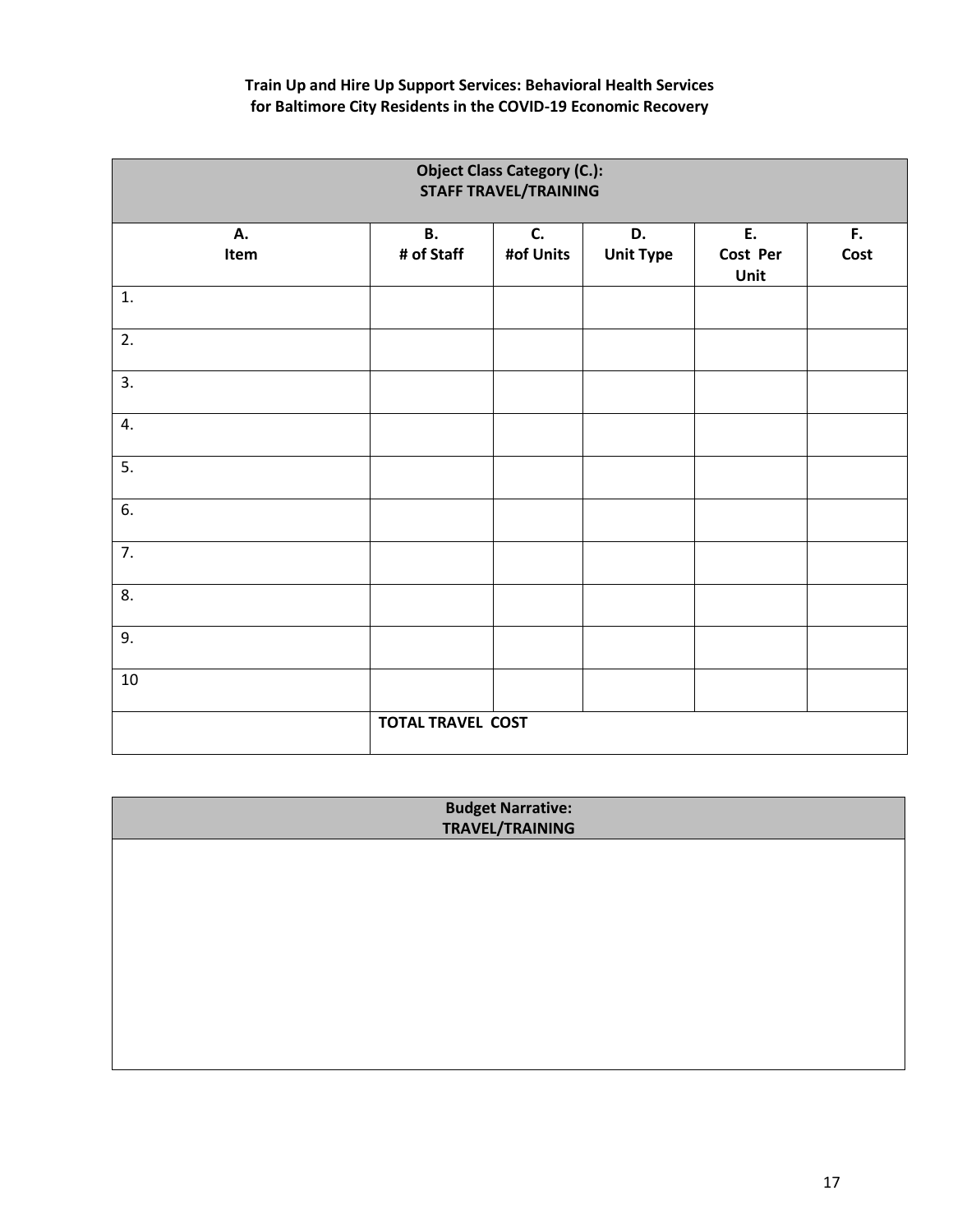**Train Up and Hire Up Support Services: Behavioral Health Services for Baltimore City Residents in the COVID-19 Economic Recovery**

| **Object Class Category (C.): STAFF TRAVEL/TRAINING** | | | | | |
|---|---|---|---|---|---|
| **A. Item** | **B. # of Staff** | **C. #of Units** | **D. Unit Type** | **E. Cost Per Unit** | **F. Cost** |
| 1. | | | | | |
| 2. | | | | | |
| 3. | | | | | |
| 4. | | | | | |
| 5. | | | | | |
| 6. | | | | | |
| 7. | | | | | |
| 8. | | | | | |
| 9. | | | | | |
| 10 | | | | | |
| | **TOTAL TRAVEL COST** | | | | |

| **Budget Narrative: TRAVEL/TRAINING** |
|---|
| |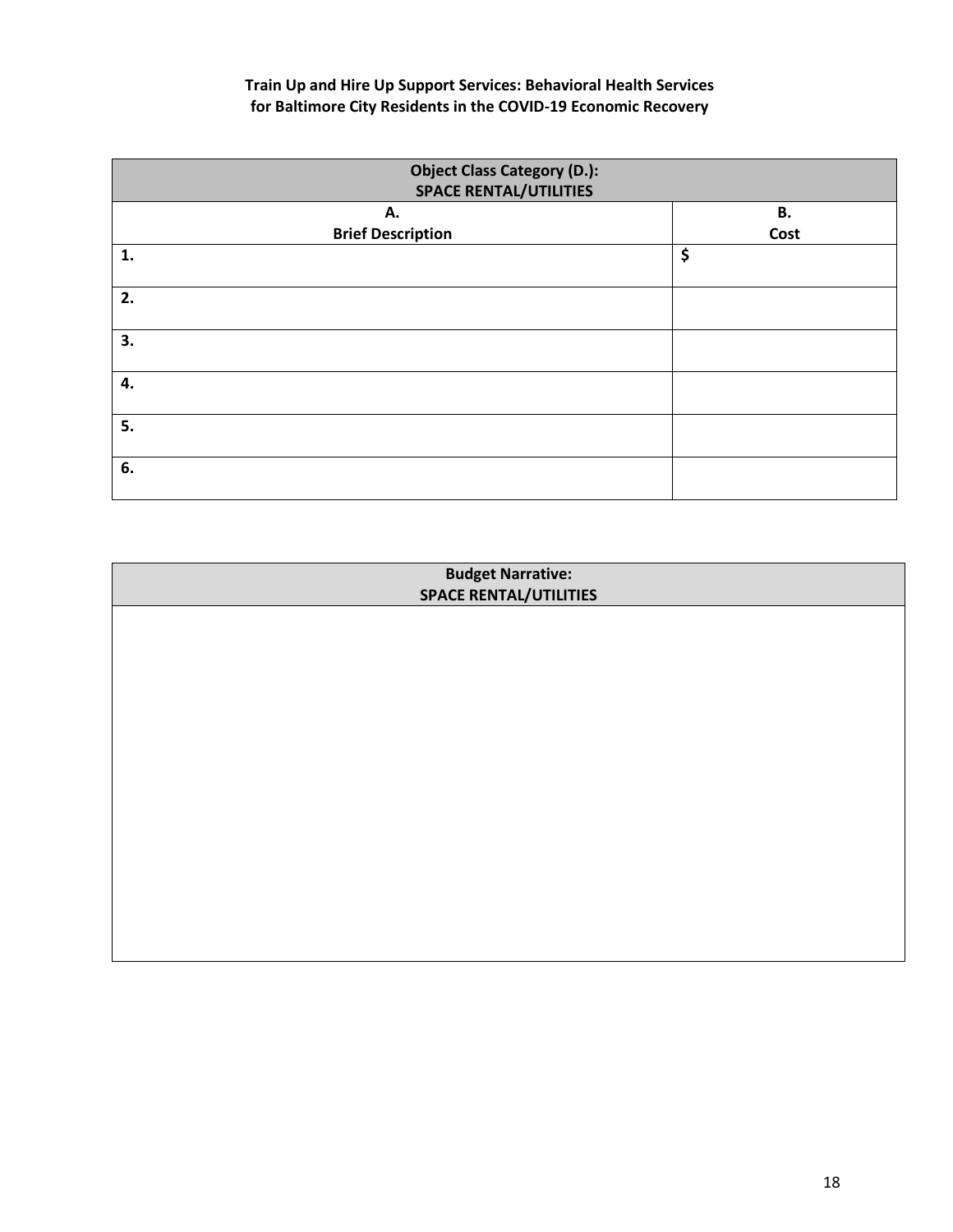**Train Up and Hire Up Support Services: Behavioral Health Services for Baltimore City Residents in the COVID-19 Economic Recovery**

| Object Class Category (D.): SPACE RENTAL/UTILITIES | |
|---|---|
| A. Brief Description | B. Cost |
| 1. | $ |
| 2. | |
| 3. | |
| 4. | |
| 5. | |
| 6. | |

| Budget Narrative: SPACE RENTAL/UTILITIES |
|---|
| |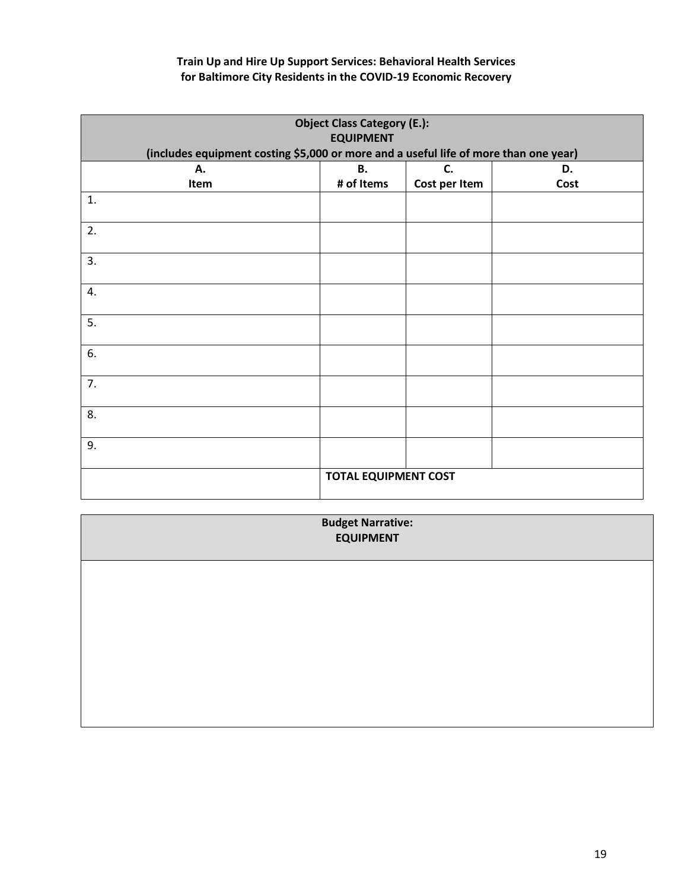**Train Up and Hire Up Support Services: Behavioral Health Services for Baltimore City Residents in the COVID-19 Economic Recovery**

| **Object Class Category (E.): EQUIPMENT (includes equipment costing $5,000 or more and a useful life of more than one year)** | | | |
|---|---|---|---|
| **A. Item** | **B. # of Items** | **C. Cost per Item** | **D. Cost** |
| 1. | | | |
| 2. | | | |
| 3. | | | |
| 4. | | | |
| 5. | | | |
| 6. | | | |
| 7. | | | |
| 8. | | | |
| 9. | | | |
| | **TOTAL EQUIPMENT COST** | | |

| **Budget Narrative: EQUIPMENT** |
|---|
| |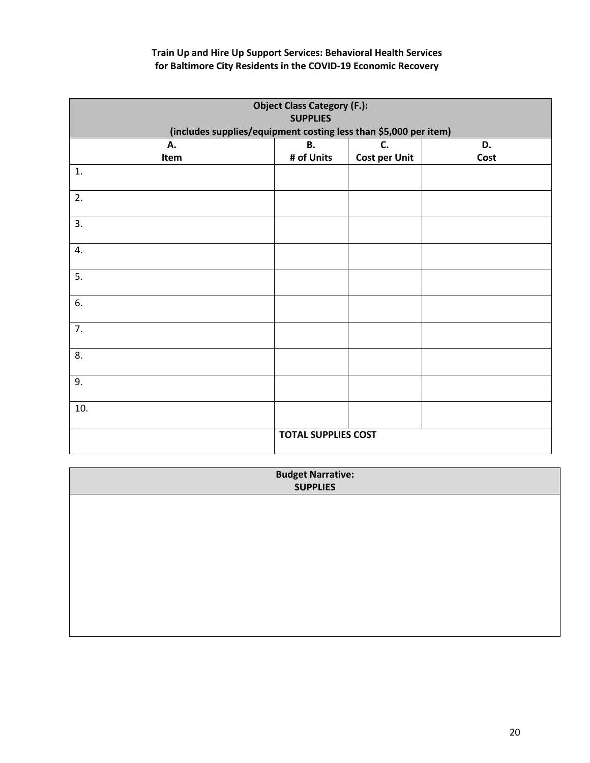**Train Up and Hire Up Support Services: Behavioral Health Services for Baltimore City Residents in the COVID-19 Economic Recovery**

| Object Class Category (F.): SUPPLIES (includes supplies/equipment costing less than $5,000 per item) | | | |
|---|---|---|---|
| A. Item | B. # of Units | C. Cost per Unit | D. Cost |
| 1. | | | |
| 2. | | | |
| 3. | | | |
| 4. | | | |
| 5. | | | |
| 6. | | | |
| 7. | | | |
| 8. | | | |
| 9. | | | |
| 10. | | | |
| | TOTAL SUPPLIES COST | | |

| Budget Narrative: SUPPLIES |
|---|
| |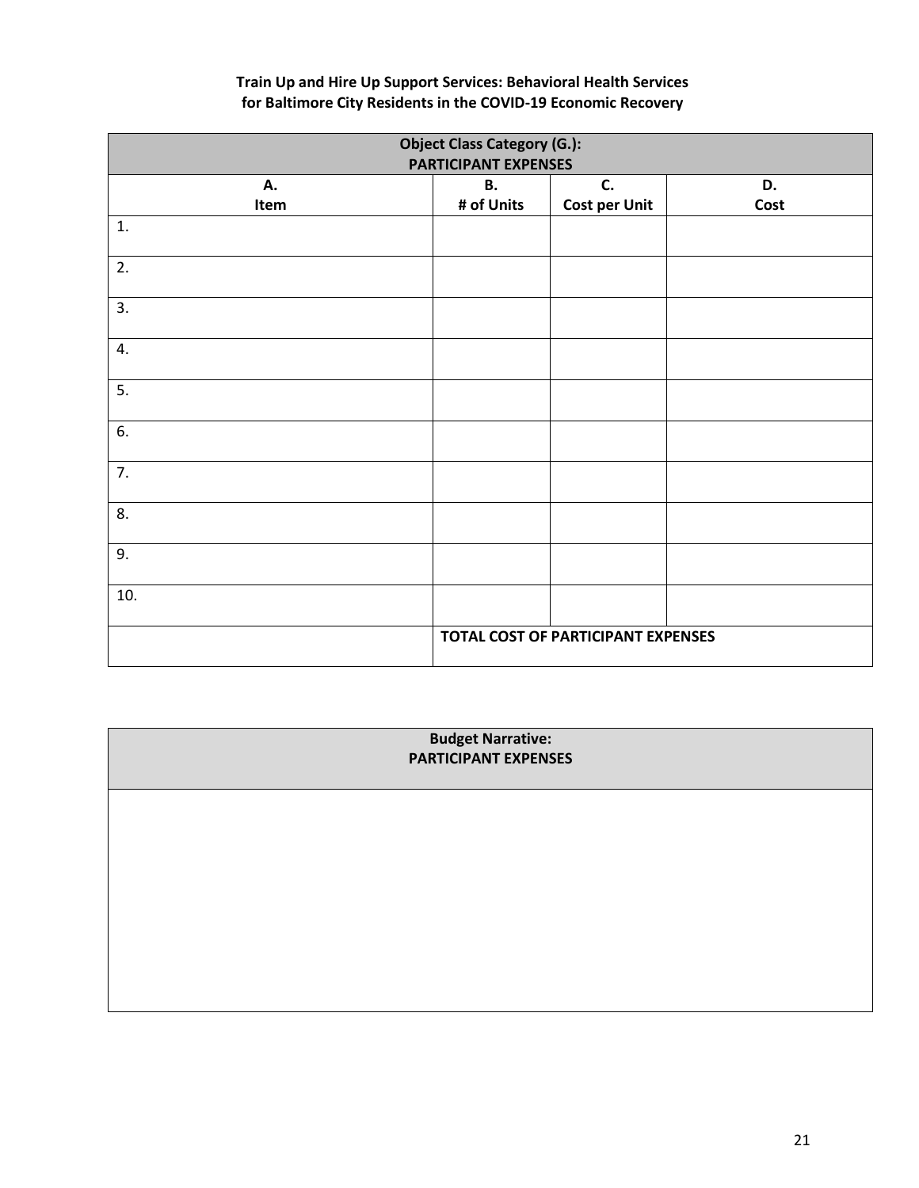**Train Up and Hire Up Support Services: Behavioral Health Services for Baltimore City Residents in the COVID-19 Economic Recovery**

| **Object Class Category (G.): PARTICIPANT EXPENSES** | | | |
|---|---|---|---|
| **A. Item** | **B. # of Units** | **C. Cost per Unit** | **D. Cost** |
| 1. | | | |
| 2. | | | |
| 3. | | | |
| 4. | | | |
| 5. | | | |
| 6. | | | |
| 7. | | | |
| 8. | | | |
| 9. | | | |
| 10. | | | |
| | **TOTAL COST OF PARTICIPANT EXPENSES** | | |

| **Budget Narrative: PARTICIPANT EXPENSES** |
|---|
| |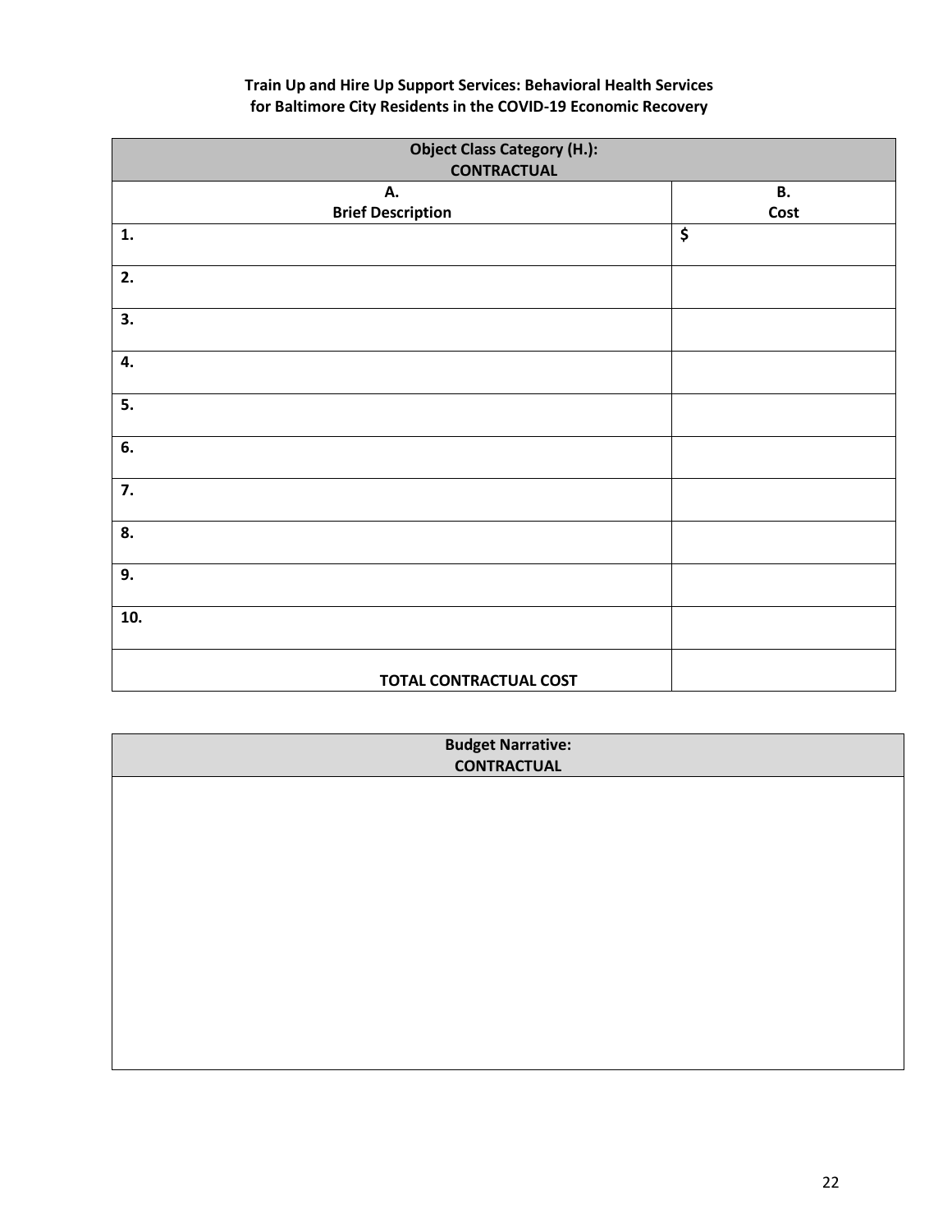**Train Up and Hire Up Support Services: Behavioral Health Services for Baltimore City Residents in the COVID-19 Economic Recovery**

| **Object Class Category (H.): CONTRACTUAL** | |
|---|---|
| **A. Brief Description** | **B. Cost** |
| **1.** | **$** |
| **2.** | |
| **3.** | |
| **4.** | |
| **5.** | |
| **6.** | |
| **7.** | |
| **8.** | |
| **9.** | |
| **10.** | |
| **TOTAL CONTRACTUAL COST** | |

| **Budget Narrative: CONTRACTUAL** |
|---|
| |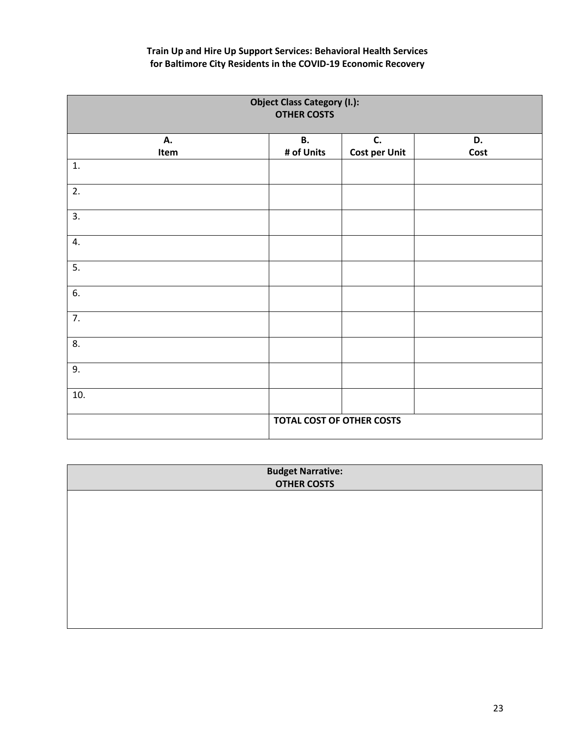**Train Up and Hire Up Support Services: Behavioral Health Services for Baltimore City Residents in the COVID-19 Economic Recovery**

| **Object Class Category (I.): OTHER COSTS** | | | |
|---|---|---|---|
| **A. Item** | **B. # of Units** | **C. Cost per Unit** | **D. Cost** |
| 1. | | | |
| 2. | | | |
| 3. | | | |
| 4. | | | |
| 5. | | | |
| 6. | | | |
| 7. | | | |
| 8. | | | |
| 9. | | | |
| 10. | | | |
| | **TOTAL COST OF OTHER COSTS** | | |

| **Budget Narrative: OTHER COSTS** |
|---|
| |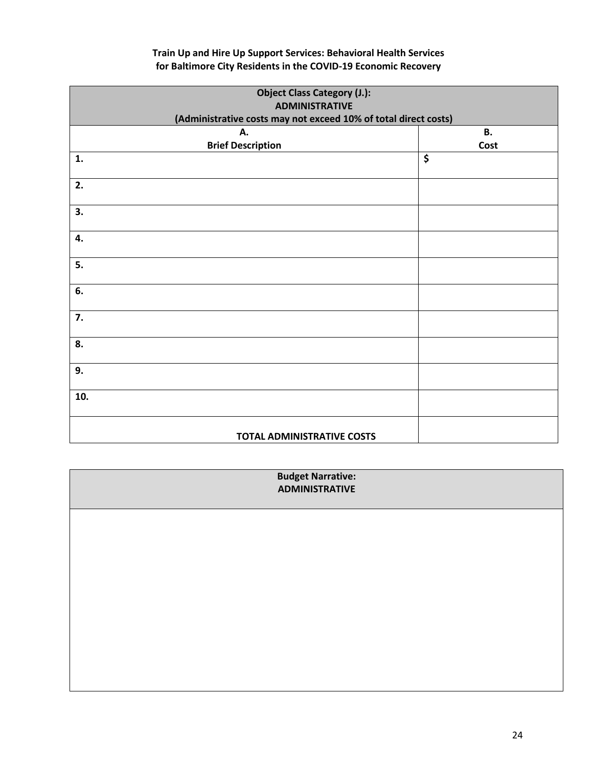**Train Up and Hire Up Support Services: Behavioral Health Services for Baltimore City Residents in the COVID-19 Economic Recovery**

| **Object Class Category (J.):<br>ADMINISTRATIVE<br>(Administrative costs may not exceed 10% of total direct costs)** | |
|---|---|
| **A.<br>Brief Description** | **B.<br>Cost** |
| **1.** | **$** |
| **2.** | |
| **3.** | |
| **4.** | |
| **5.** | |
| **6.** | |
| **7.** | |
| **8.** | |
| **9.** | |
| **10.** | |
| **TOTAL ADMINISTRATIVE COSTS** | |

| **Budget Narrative:<br>ADMINISTRATIVE** |
|---|
| |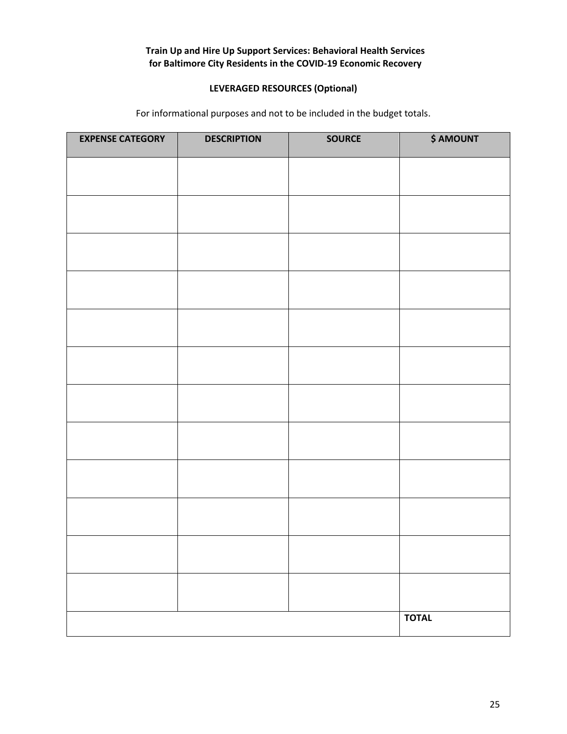**Train Up and Hire Up Support Services: Behavioral Health Services for Baltimore City Residents in the COVID-19 Economic Recovery**

**LEVERAGED RESOURCES (Optional)**

For informational purposes and not to be included in the budget totals.

| EXPENSE CATEGORY | DESCRIPTION | SOURCE | $ AMOUNT |
|---|---|---|---|
| | | | |
| | | | |
| | | | |
| | | | |
| | | | |
| | | | |
| | | | |
| | | | |
| | | | |
| | | | |
| | | | |
| | | | |
| | | | **TOTAL** |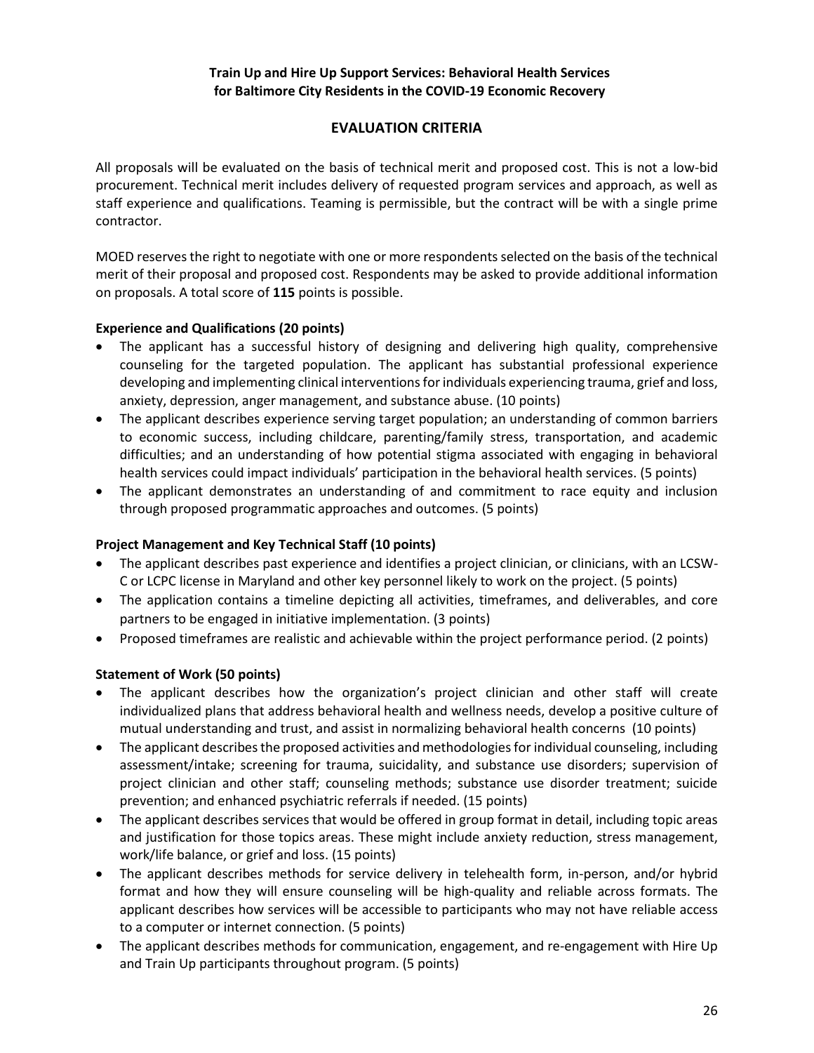**Train Up and Hire Up Support Services: Behavioral Health Services for Baltimore City Residents in the COVID-19 Economic Recovery**

## EVALUATION CRITERIA

All proposals will be evaluated on the basis of technical merit and proposed cost. This is not a low-bid procurement. Technical merit includes delivery of requested program services and approach, as well as staff experience and qualifications. Teaming is permissible, but the contract will be with a single prime contractor.

MOED reserves the right to negotiate with one or more respondents selected on the basis of the technical merit of their proposal and proposed cost. Respondents may be asked to provide additional information on proposals. A total score of **115** points is possible.

**Experience and Qualifications (20 points)**

- The applicant has a successful history of designing and delivering high quality, comprehensive counseling for the targeted population. The applicant has substantial professional experience developing and implementing clinical interventions for individuals experiencing trauma, grief and loss, anxiety, depression, anger management, and substance abuse. (10 points)
- The applicant describes experience serving target population; an understanding of common barriers to economic success, including childcare, parenting/family stress, transportation, and academic difficulties; and an understanding of how potential stigma associated with engaging in behavioral health services could impact individuals' participation in the behavioral health services. (5 points)
- The applicant demonstrates an understanding of and commitment to race equity and inclusion through proposed programmatic approaches and outcomes. (5 points)

**Project Management and Key Technical Staff (10 points)**

- The applicant describes past experience and identifies a project clinician, or clinicians, with an LCSW-C or LCPC license in Maryland and other key personnel likely to work on the project. (5 points)
- The application contains a timeline depicting all activities, timeframes, and deliverables, and core partners to be engaged in initiative implementation. (3 points)
- Proposed timeframes are realistic and achievable within the project performance period. (2 points)

**Statement of Work (50 points)**

- The applicant describes how the organization's project clinician and other staff will create individualized plans that address behavioral health and wellness needs, develop a positive culture of mutual understanding and trust, and assist in normalizing behavioral health concerns (10 points)
- The applicant describes the proposed activities and methodologies for individual counseling, including assessment/intake; screening for trauma, suicidality, and substance use disorders; supervision of project clinician and other staff; counseling methods; substance use disorder treatment; suicide prevention; and enhanced psychiatric referrals if needed. (15 points)
- The applicant describes services that would be offered in group format in detail, including topic areas and justification for those topics areas. These might include anxiety reduction, stress management, work/life balance, or grief and loss. (15 points)
- The applicant describes methods for service delivery in telehealth form, in-person, and/or hybrid format and how they will ensure counseling will be high-quality and reliable across formats. The applicant describes how services will be accessible to participants who may not have reliable access to a computer or internet connection. (5 points)
- The applicant describes methods for communication, engagement, and re-engagement with Hire Up and Train Up participants throughout program. (5 points)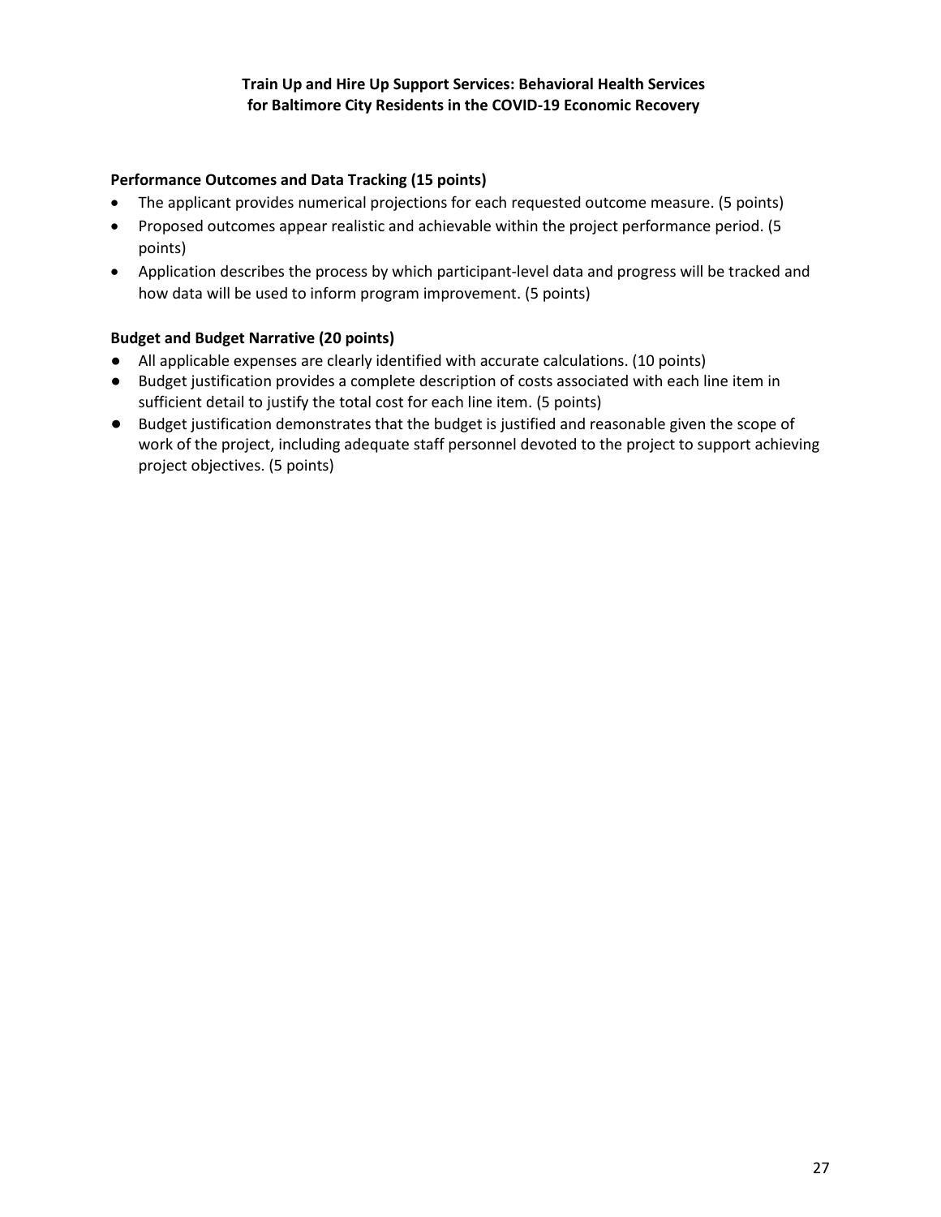**Performance Outcomes and Data Tracking (15 points)**

- The applicant provides numerical projections for each requested outcome measure. (5 points)
- Proposed outcomes appear realistic and achievable within the project performance period. (5 points)
- Application describes the process by which participant-level data and progress will be tracked and how data will be used to inform program improvement. (5 points)

**Budget and Budget Narrative (20 points)**

- All applicable expenses are clearly identified with accurate calculations. (10 points)
- Budget justification provides a complete description of costs associated with each line item in sufficient detail to justify the total cost for each line item. (5 points)
- Budget justification demonstrates that the budget is justified and reasonable given the scope of work of the project, including adequate staff personnel devoted to the project to support achieving project objectives. (5 points)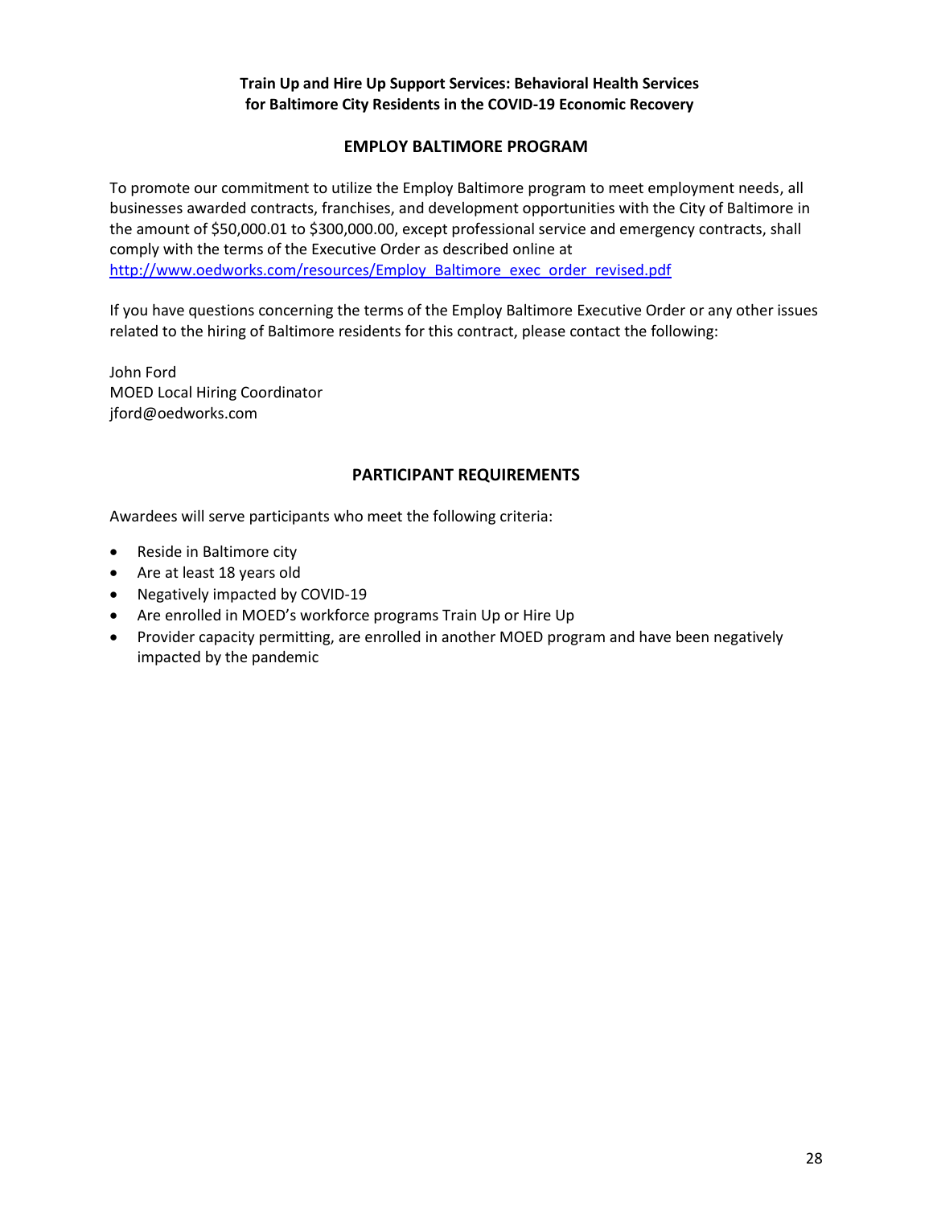**Train Up and Hire Up Support Services: Behavioral Health Services for Baltimore City Residents in the COVID-19 Economic Recovery**

## EMPLOY BALTIMORE PROGRAM

To promote our commitment to utilize the Employ Baltimore program to meet employment needs, all businesses awarded contracts, franchises, and development opportunities with the City of Baltimore in the amount of $50,000.01 to $300,000.00, except professional service and emergency contracts, shall comply with the terms of the Executive Order as described online at http://www.oedworks.com/resources/Employ_Baltimore_exec_order_revised.pdf

If you have questions concerning the terms of the Employ Baltimore Executive Order or any other issues related to the hiring of Baltimore residents for this contract, please contact the following:

John Ford
MOED Local Hiring Coordinator
jford@oedworks.com

## PARTICIPANT REQUIREMENTS

Awardees will serve participants who meet the following criteria:

- Reside in Baltimore city
- Are at least 18 years old
- Negatively impacted by COVID-19
- Are enrolled in MOED's workforce programs Train Up or Hire Up
- Provider capacity permitting, are enrolled in another MOED program and have been negatively impacted by the pandemic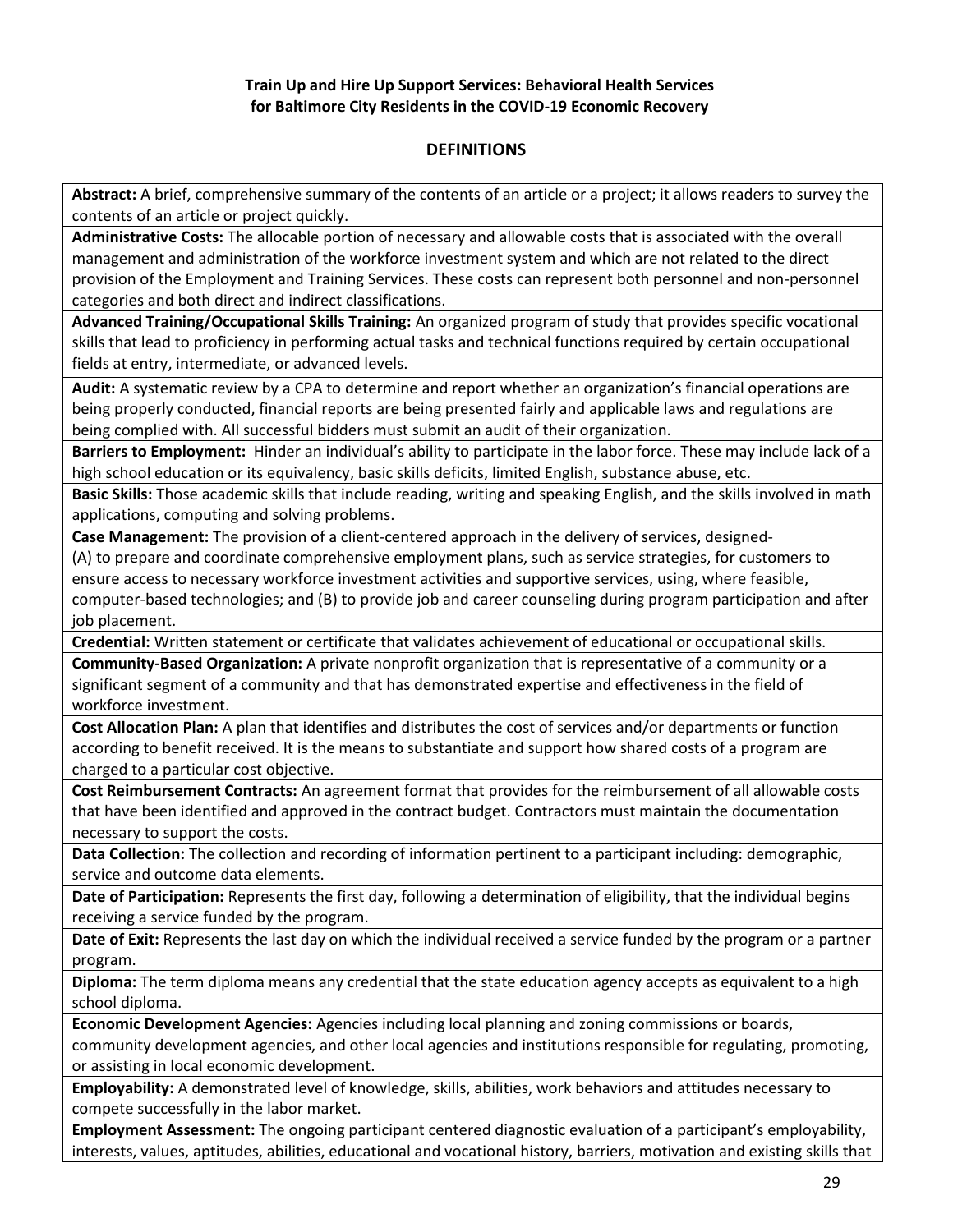**Train Up and Hire Up Support Services: Behavioral Health Services for Baltimore City Residents in the COVID-19 Economic Recovery**

## DEFINITIONS

**Abstract:** A brief, comprehensive summary of the contents of an article or a project; it allows readers to survey the contents of an article or project quickly.

**Administrative Costs:** The allocable portion of necessary and allowable costs that is associated with the overall management and administration of the workforce investment system and which are not related to the direct provision of the Employment and Training Services. These costs can represent both personnel and non-personnel categories and both direct and indirect classifications.

**Advanced Training/Occupational Skills Training:** An organized program of study that provides specific vocational skills that lead to proficiency in performing actual tasks and technical functions required by certain occupational fields at entry, intermediate, or advanced levels.

**Audit:** A systematic review by a CPA to determine and report whether an organization's financial operations are being properly conducted, financial reports are being presented fairly and applicable laws and regulations are being complied with. All successful bidders must submit an audit of their organization.

**Barriers to Employment:** Hinder an individual's ability to participate in the labor force. These may include lack of a high school education or its equivalency, basic skills deficits, limited English, substance abuse, etc.

**Basic Skills:** Those academic skills that include reading, writing and speaking English, and the skills involved in math applications, computing and solving problems.

**Case Management:** The provision of a client-centered approach in the delivery of services, designed- (A) to prepare and coordinate comprehensive employment plans, such as service strategies, for customers to ensure access to necessary workforce investment activities and supportive services, using, where feasible, computer-based technologies; and (B) to provide job and career counseling during program participation and after job placement.

**Credential:** Written statement or certificate that validates achievement of educational or occupational skills.

**Community-Based Organization:** A private nonprofit organization that is representative of a community or a significant segment of a community and that has demonstrated expertise and effectiveness in the field of workforce investment.

**Cost Allocation Plan:** A plan that identifies and distributes the cost of services and/or departments or function according to benefit received. It is the means to substantiate and support how shared costs of a program are charged to a particular cost objective.

**Cost Reimbursement Contracts:** An agreement format that provides for the reimbursement of all allowable costs that have been identified and approved in the contract budget. Contractors must maintain the documentation necessary to support the costs.

**Data Collection:** The collection and recording of information pertinent to a participant including: demographic, service and outcome data elements.

**Date of Participation:** Represents the first day, following a determination of eligibility, that the individual begins receiving a service funded by the program.

**Date of Exit:** Represents the last day on which the individual received a service funded by the program or a partner program.

**Diploma:** The term diploma means any credential that the state education agency accepts as equivalent to a high school diploma.

**Economic Development Agencies:** Agencies including local planning and zoning commissions or boards, community development agencies, and other local agencies and institutions responsible for regulating, promoting, or assisting in local economic development.

**Employability:** A demonstrated level of knowledge, skills, abilities, work behaviors and attitudes necessary to compete successfully in the labor market.

**Employment Assessment:** The ongoing participant centered diagnostic evaluation of a participant's employability, interests, values, aptitudes, abilities, educational and vocational history, barriers, motivation and existing skills that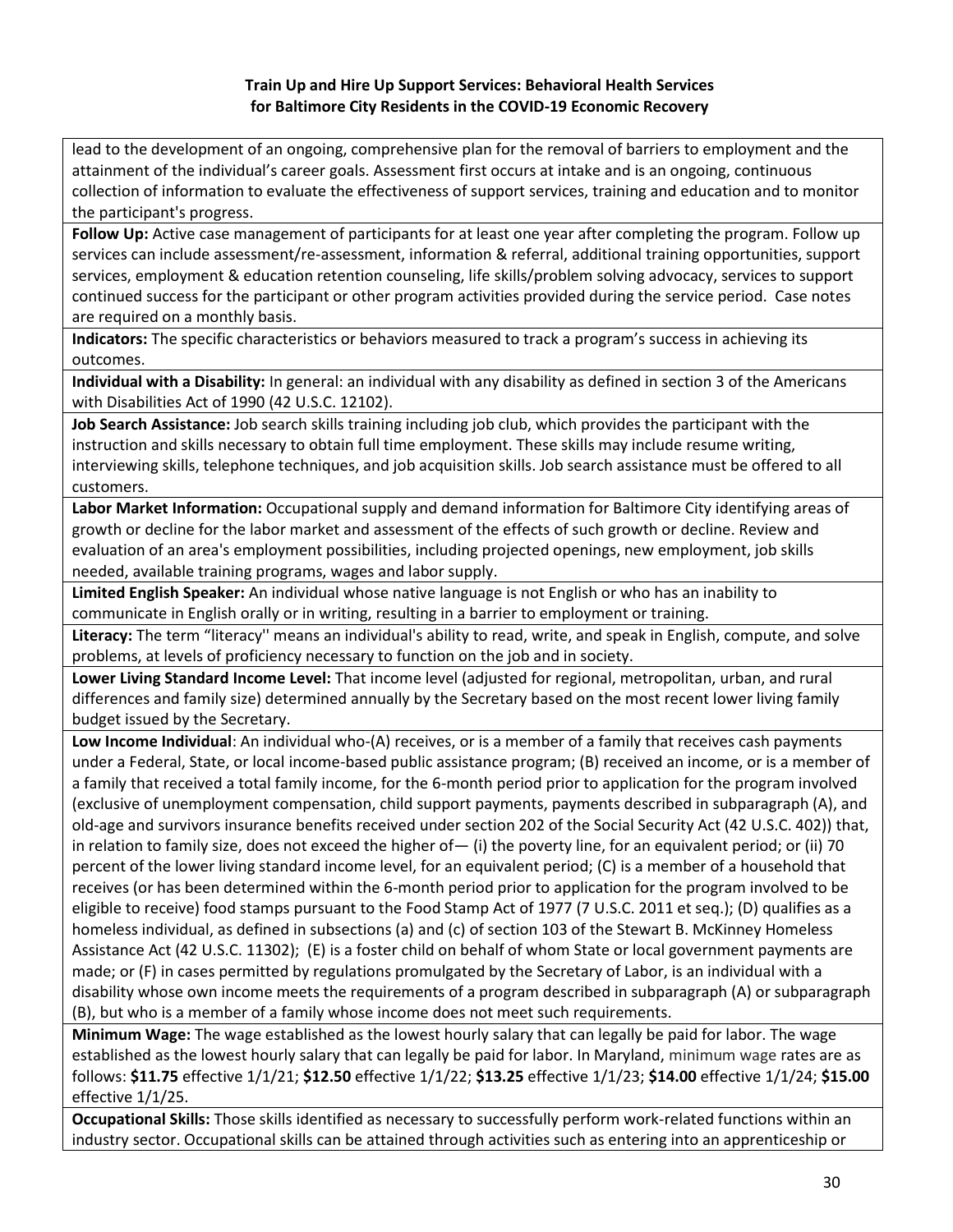lead to the development of an ongoing, comprehensive plan for the removal of barriers to employment and the attainment of the individual's career goals. Assessment first occurs at intake and is an ongoing, continuous collection of information to evaluate the effectiveness of support services, training and education and to monitor the participant's progress.

**Follow Up:** Active case management of participants for at least one year after completing the program. Follow up services can include assessment/re-assessment, information & referral, additional training opportunities, support services, employment & education retention counseling, life skills/problem solving advocacy, services to support continued success for the participant or other program activities provided during the service period. Case notes are required on a monthly basis.

**Indicators:** The specific characteristics or behaviors measured to track a program's success in achieving its outcomes.

**Individual with a Disability:** In general: an individual with any disability as defined in section 3 of the Americans with Disabilities Act of 1990 (42 U.S.C. 12102).

**Job Search Assistance:** Job search skills training including job club, which provides the participant with the instruction and skills necessary to obtain full time employment. These skills may include resume writing, interviewing skills, telephone techniques, and job acquisition skills. Job search assistance must be offered to all customers.

**Labor Market Information:** Occupational supply and demand information for Baltimore City identifying areas of growth or decline for the labor market and assessment of the effects of such growth or decline. Review and evaluation of an area's employment possibilities, including projected openings, new employment, job skills needed, available training programs, wages and labor supply.

**Limited English Speaker:** An individual whose native language is not English or who has an inability to communicate in English orally or in writing, resulting in a barrier to employment or training.

**Literacy:** The term "literacy'' means an individual's ability to read, write, and speak in English, compute, and solve problems, at levels of proficiency necessary to function on the job and in society.

**Lower Living Standard Income Level:** That income level (adjusted for regional, metropolitan, urban, and rural differences and family size) determined annually by the Secretary based on the most recent lower living family budget issued by the Secretary.

**Low Income Individual**: An individual who-(A) receives, or is a member of a family that receives cash payments under a Federal, State, or local income-based public assistance program; (B) received an income, or is a member of a family that received a total family income, for the 6-month period prior to application for the program involved (exclusive of unemployment compensation, child support payments, payments described in subparagraph (A), and old-age and survivors insurance benefits received under section 202 of the Social Security Act (42 U.S.C. 402)) that, in relation to family size, does not exceed the higher of— (i) the poverty line, for an equivalent period; or (ii) 70 percent of the lower living standard income level, for an equivalent period; (C) is a member of a household that receives (or has been determined within the 6-month period prior to application for the program involved to be eligible to receive) food stamps pursuant to the Food Stamp Act of 1977 (7 U.S.C. 2011 et seq.); (D) qualifies as a homeless individual, as defined in subsections (a) and (c) of section 103 of the Stewart B. McKinney Homeless Assistance Act (42 U.S.C. 11302); (E) is a foster child on behalf of whom State or local government payments are made; or (F) in cases permitted by regulations promulgated by the Secretary of Labor, is an individual with a disability whose own income meets the requirements of a program described in subparagraph (A) or subparagraph (B), but who is a member of a family whose income does not meet such requirements.

**Minimum Wage:** The wage established as the lowest hourly salary that can legally be paid for labor. The wage established as the lowest hourly salary that can legally be paid for labor. In Maryland, minimum wage rates are as follows: **$11.75** effective 1/1/21; **$12.50** effective 1/1/22; **$13.25** effective 1/1/23; **$14.00** effective 1/1/24; **$15.00** effective 1/1/25.

**Occupational Skills:** Those skills identified as necessary to successfully perform work-related functions within an industry sector. Occupational skills can be attained through activities such as entering into an apprenticeship or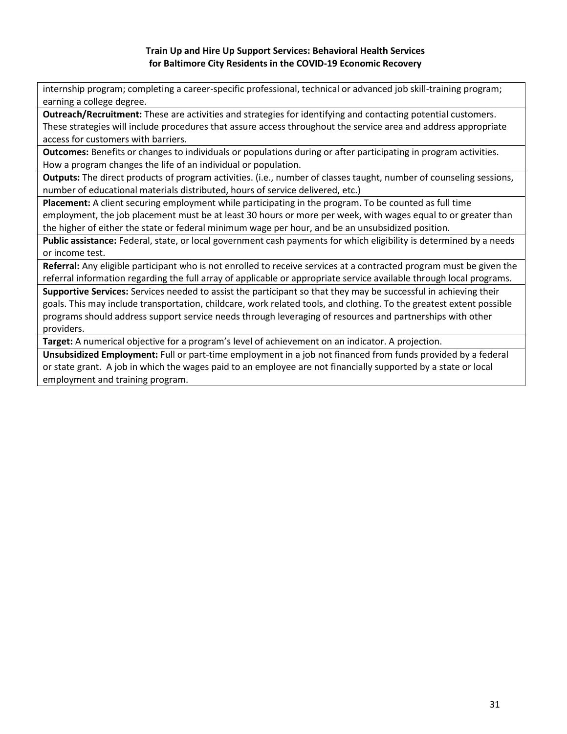internship program; completing a career-specific professional, technical or advanced job skill-training program; earning a college degree.

**Outreach/Recruitment:** These are activities and strategies for identifying and contacting potential customers. These strategies will include procedures that assure access throughout the service area and address appropriate access for customers with barriers.

**Outcomes:** Benefits or changes to individuals or populations during or after participating in program activities. How a program changes the life of an individual or population.

**Outputs:** The direct products of program activities. (i.e., number of classes taught, number of counseling sessions, number of educational materials distributed, hours of service delivered, etc.)

**Placement:** A client securing employment while participating in the program. To be counted as full time employment, the job placement must be at least 30 hours or more per week, with wages equal to or greater than the higher of either the state or federal minimum wage per hour, and be an unsubsidized position.

**Public assistance:** Federal, state, or local government cash payments for which eligibility is determined by a needs or income test.

**Referral:** Any eligible participant who is not enrolled to receive services at a contracted program must be given the referral information regarding the full array of applicable or appropriate service available through local programs.

**Supportive Services:** Services needed to assist the participant so that they may be successful in achieving their goals. This may include transportation, childcare, work related tools, and clothing. To the greatest extent possible programs should address support service needs through leveraging of resources and partnerships with other providers.

**Target:** A numerical objective for a program's level of achievement on an indicator. A projection.

**Unsubsidized Employment:** Full or part-time employment in a job not financed from funds provided by a federal or state grant. A job in which the wages paid to an employee are not financially supported by a state or local employment and training program.